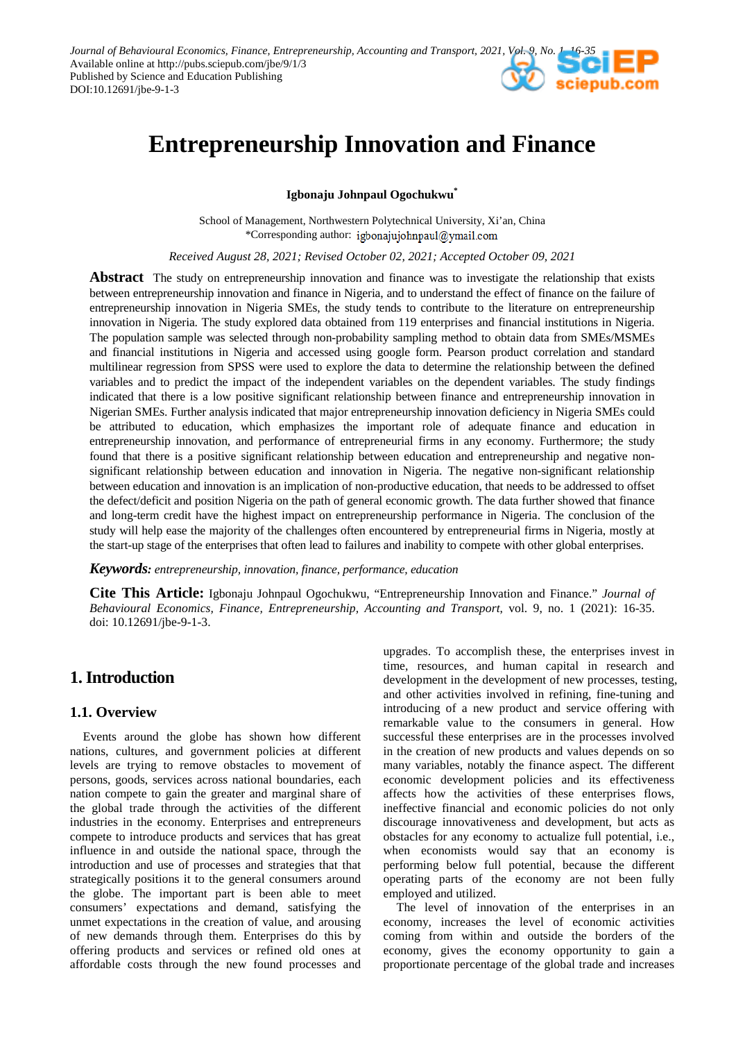# Entrepreneurship Innovation and Finance

**Igbonaju Johnpaul Ogochukwu***

School of Management, Northwestern Polytechnical University, Xi'an, China
*Corresponding author: igbonajujohnpaul@ymail.com

*Received August 28, 2021; Revised October 02, 2021; Accepted October 09, 2021*

**Abstract** The study on entrepreneurship innovation and finance was to investigate the relationship that exists between entrepreneurship innovation and finance in Nigeria, and to understand the effect of finance on the failure of entrepreneurship innovation in Nigeria SMEs, the study tends to contribute to the literature on entrepreneurship innovation in Nigeria. The study explored data obtained from 119 enterprises and financial institutions in Nigeria. The population sample was selected through non-probability sampling method to obtain data from SMEs/MSMEs and financial institutions in Nigeria and accessed using google form. Pearson product correlation and standard multilinear regression from SPSS were used to explore the data to determine the relationship between the defined variables and to predict the impact of the independent variables on the dependent variables. The study findings indicated that there is a low positive significant relationship between finance and entrepreneurship innovation in Nigerian SMEs. Further analysis indicated that major entrepreneurship innovation deficiency in Nigeria SMEs could be attributed to education, which emphasizes the important role of adequate finance and education in entrepreneurship innovation, and performance of entrepreneurial firms in any economy. Furthermore; the study found that there is a positive significant relationship between education and entrepreneurship and negative non-significant relationship between education and innovation in Nigeria. The negative non-significant relationship between education and innovation is an implication of non-productive education, that needs to be addressed to offset the defect/deficit and position Nigeria on the path of general economic growth. The data further showed that finance and long-term credit have the highest impact on entrepreneurship performance in Nigeria. The conclusion of the study will help ease the majority of the challenges often encountered by entrepreneurial firms in Nigeria, mostly at the start-up stage of the enterprises that often lead to failures and inability to compete with other global enterprises.

***Keywords:*** *entrepreneurship, innovation, finance, performance, education*

**Cite This Article:** Igbonaju Johnpaul Ogochukwu, "Entrepreneurship Innovation and Finance." *Journal of Behavioural Economics, Finance, Entrepreneurship, Accounting and Transport*, vol. 9, no. 1 (2021): 16-35. doi: 10.12691/jbe-9-1-3.

## 1. Introduction

### 1.1. Overview

Events around the globe has shown how different nations, cultures, and government policies at different levels are trying to remove obstacles to movement of persons, goods, services across national boundaries, each nation compete to gain the greater and marginal share of the global trade through the activities of the different industries in the economy. Enterprises and entrepreneurs compete to introduce products and services that has great influence in and outside the national space, through the introduction and use of processes and strategies that that strategically positions it to the general consumers around the globe. The important part is been able to meet consumers' expectations and demand, satisfying the unmet expectations in the creation of value, and arousing of new demands through them. Enterprises do this by offering products and services or refined old ones at affordable costs through the new found processes and upgrades. To accomplish these, the enterprises invest in time, resources, and human capital in research and development in the development of new processes, testing, and other activities involved in refining, fine-tuning and introducing of a new product and service offering with remarkable value to the consumers in general. How successful these enterprises are in the processes involved in the creation of new products and values depends on so many variables, notably the finance aspect. The different economic development policies and its effectiveness affects how the activities of these enterprises flows, ineffective financial and economic policies do not only discourage innovativeness and development, but acts as obstacles for any economy to actualize full potential, i.e., when economists would say that an economy is performing below full potential, because the different operating parts of the economy are not been fully employed and utilized.

The level of innovation of the enterprises in an economy, increases the level of economic activities coming from within and outside the borders of the economy, gives the economy opportunity to gain a proportionate percentage of the global trade and increases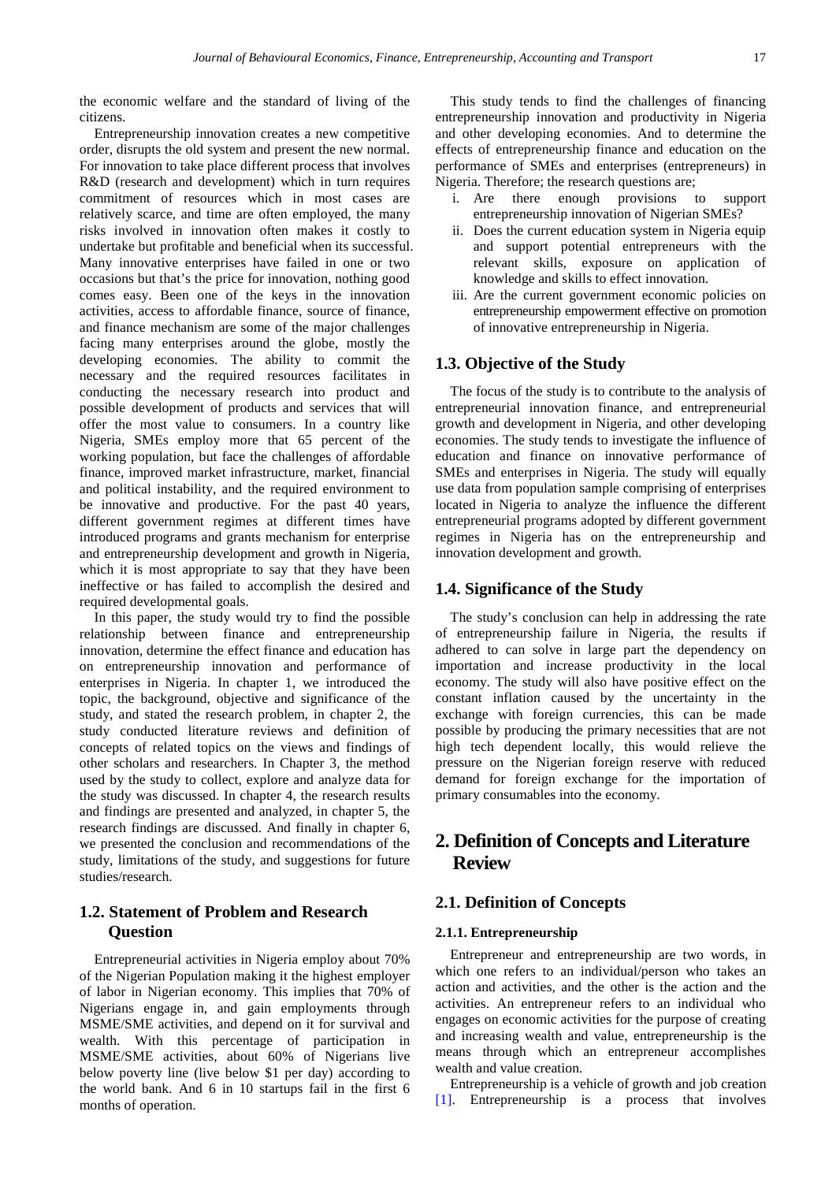the economic welfare and the standard of living of the citizens.

Entrepreneurship innovation creates a new competitive order, disrupts the old system and present the new normal. For innovation to take place different process that involves R&D (research and development) which in turn requires commitment of resources which in most cases are relatively scarce, and time are often employed, the many risks involved in innovation often makes it costly to undertake but profitable and beneficial when its successful. Many innovative enterprises have failed in one or two occasions but that's the price for innovation, nothing good comes easy. Been one of the keys in the innovation activities, access to affordable finance, source of finance, and finance mechanism are some of the major challenges facing many enterprises around the globe, mostly the developing economies. The ability to commit the necessary and the required resources facilitates in conducting the necessary research into product and possible development of products and services that will offer the most value to consumers. In a country like Nigeria, SMEs employ more that 65 percent of the working population, but face the challenges of affordable finance, improved market infrastructure, market, financial and political instability, and the required environment to be innovative and productive. For the past 40 years, different government regimes at different times have introduced programs and grants mechanism for enterprise and entrepreneurship development and growth in Nigeria, which it is most appropriate to say that they have been ineffective or has failed to accomplish the desired and required developmental goals.

In this paper, the study would try to find the possible relationship between finance and entrepreneurship innovation, determine the effect finance and education has on entrepreneurship innovation and performance of enterprises in Nigeria. In chapter 1, we introduced the topic, the background, objective and significance of the study, and stated the research problem, in chapter 2, the study conducted literature reviews and definition of concepts of related topics on the views and findings of other scholars and researchers. In Chapter 3, the method used by the study to collect, explore and analyze data for the study was discussed. In chapter 4, the research results and findings are presented and analyzed, in chapter 5, the research findings are discussed. And finally in chapter 6, we presented the conclusion and recommendations of the study, limitations of the study, and suggestions for future studies/research.

### 1.2. Statement of Problem and Research Question

Entrepreneurial activities in Nigeria employ about 70% of the Nigerian Population making it the highest employer of labor in Nigerian economy. This implies that 70% of Nigerians engage in, and gain employments through MSME/SME activities, and depend on it for survival and wealth. With this percentage of participation in MSME/SME activities, about 60% of Nigerians live below poverty line (live below $1 per day) according to the world bank. And 6 in 10 startups fail in the first 6 months of operation.

This study tends to find the challenges of financing entrepreneurship innovation and productivity in Nigeria and other developing economies. And to determine the effects of entrepreneurship finance and education on the performance of SMEs and enterprises (entrepreneurs) in Nigeria. Therefore; the research questions are;

i. Are there enough provisions to support entrepreneurship innovation of Nigerian SMEs?
ii. Does the current education system in Nigeria equip and support potential entrepreneurs with the relevant skills, exposure on application of knowledge and skills to effect innovation.
iii. Are the current government economic policies on entrepreneurship empowerment effective on promotion of innovative entrepreneurship in Nigeria.

### 1.3. Objective of the Study

The focus of the study is to contribute to the analysis of entrepreneurial innovation finance, and entrepreneurial growth and development in Nigeria, and other developing economies. The study tends to investigate the influence of education and finance on innovative performance of SMEs and enterprises in Nigeria. The study will equally use data from population sample comprising of enterprises located in Nigeria to analyze the influence the different entrepreneurial programs adopted by different government regimes in Nigeria has on the entrepreneurship and innovation development and growth.

### 1.4. Significance of the Study

The study's conclusion can help in addressing the rate of entrepreneurship failure in Nigeria, the results if adhered to can solve in large part the dependency on importation and increase productivity in the local economy. The study will also have positive effect on the constant inflation caused by the uncertainty in the exchange with foreign currencies, this can be made possible by producing the primary necessities that are not high tech dependent locally, this would relieve the pressure on the Nigerian foreign reserve with reduced demand for foreign exchange for the importation of primary consumables into the economy.

## 2. Definition of Concepts and Literature Review

### 2.1. Definition of Concepts

#### 2.1.1. Entrepreneurship

Entrepreneur and entrepreneurship are two words, in which one refers to an individual/person who takes an action and activities, and the other is the action and the activities. An entrepreneur refers to an individual who engages on economic activities for the purpose of creating and increasing wealth and value, entrepreneurship is the means through which an entrepreneur accomplishes wealth and value creation.

Entrepreneurship is a vehicle of growth and job creation [1]. Entrepreneurship is a process that involves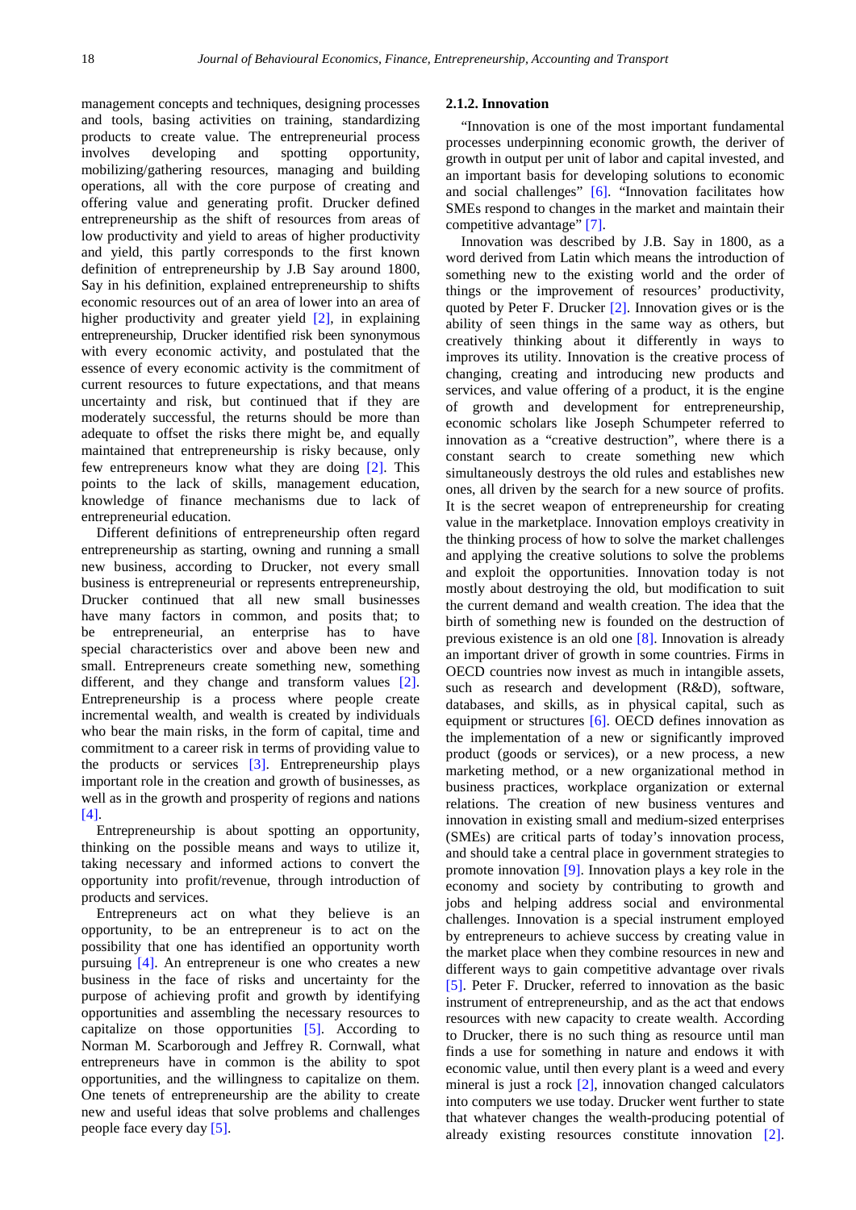management concepts and techniques, designing processes and tools, basing activities on training, standardizing products to create value. The entrepreneurial process involves developing and spotting opportunity, mobilizing/gathering resources, managing and building operations, all with the core purpose of creating and offering value and generating profit. Drucker defined entrepreneurship as the shift of resources from areas of low productivity and yield to areas of higher productivity and yield, this partly corresponds to the first known definition of entrepreneurship by J.B Say around 1800, Say in his definition, explained entrepreneurship to shifts economic resources out of an area of lower into an area of higher productivity and greater yield [2], in explaining entrepreneurship, Drucker identified risk been synonymous with every economic activity, and postulated that the essence of every economic activity is the commitment of current resources to future expectations, and that means uncertainty and risk, but continued that if they are moderately successful, the returns should be more than adequate to offset the risks there might be, and equally maintained that entrepreneurship is risky because, only few entrepreneurs know what they are doing [2]. This points to the lack of skills, management education, knowledge of finance mechanisms due to lack of entrepreneurial education.

Different definitions of entrepreneurship often regard entrepreneurship as starting, owning and running a small new business, according to Drucker, not every small business is entrepreneurial or represents entrepreneurship, Drucker continued that all new small businesses have many factors in common, and posits that; to be entrepreneurial, an enterprise has to have special characteristics over and above been new and small. Entrepreneurs create something new, something different, and they change and transform values [2]. Entrepreneurship is a process where people create incremental wealth, and wealth is created by individuals who bear the main risks, in the form of capital, time and commitment to a career risk in terms of providing value to the products or services [3]. Entrepreneurship plays important role in the creation and growth of businesses, as well as in the growth and prosperity of regions and nations [4].

Entrepreneurship is about spotting an opportunity, thinking on the possible means and ways to utilize it, taking necessary and informed actions to convert the opportunity into profit/revenue, through introduction of products and services.

Entrepreneurs act on what they believe is an opportunity, to be an entrepreneur is to act on the possibility that one has identified an opportunity worth pursuing [4]. An entrepreneur is one who creates a new business in the face of risks and uncertainty for the purpose of achieving profit and growth by identifying opportunities and assembling the necessary resources to capitalize on those opportunities [5]. According to Norman M. Scarborough and Jeffrey R. Cornwall, what entrepreneurs have in common is the ability to spot opportunities, and the willingness to capitalize on them. One tenets of entrepreneurship are the ability to create new and useful ideas that solve problems and challenges people face every day [5].

#### 2.1.2. Innovation

"Innovation is one of the most important fundamental processes underpinning economic growth, the deriver of growth in output per unit of labor and capital invested, and an important basis for developing solutions to economic and social challenges" [6]. "Innovation facilitates how SMEs respond to changes in the market and maintain their competitive advantage" [7].

Innovation was described by J.B. Say in 1800, as a word derived from Latin which means the introduction of something new to the existing world and the order of things or the improvement of resources' productivity, quoted by Peter F. Drucker [2]. Innovation gives or is the ability of seen things in the same way as others, but creatively thinking about it differently in ways to improves its utility. Innovation is the creative process of changing, creating and introducing new products and services, and value offering of a product, it is the engine of growth and development for entrepreneurship, economic scholars like Joseph Schumpeter referred to innovation as a "creative destruction", where there is a constant search to create something new which simultaneously destroys the old rules and establishes new ones, all driven by the search for a new source of profits. It is the secret weapon of entrepreneurship for creating value in the marketplace. Innovation employs creativity in the thinking process of how to solve the market challenges and applying the creative solutions to solve the problems and exploit the opportunities. Innovation today is not mostly about destroying the old, but modification to suit the current demand and wealth creation. The idea that the birth of something new is founded on the destruction of previous existence is an old one [8]. Innovation is already an important driver of growth in some countries. Firms in OECD countries now invest as much in intangible assets, such as research and development (R&D), software, databases, and skills, as in physical capital, such as equipment or structures [6]. OECD defines innovation as the implementation of a new or significantly improved product (goods or services), or a new process, a new marketing method, or a new organizational method in business practices, workplace organization or external relations. The creation of new business ventures and innovation in existing small and medium-sized enterprises (SMEs) are critical parts of today's innovation process, and should take a central place in government strategies to promote innovation [9]. Innovation plays a key role in the economy and society by contributing to growth and jobs and helping address social and environmental challenges. Innovation is a special instrument employed by entrepreneurs to achieve success by creating value in the market place when they combine resources in new and different ways to gain competitive advantage over rivals [5]. Peter F. Drucker, referred to innovation as the basic instrument of entrepreneurship, and as the act that endows resources with new capacity to create wealth. According to Drucker, there is no such thing as resource until man finds a use for something in nature and endows it with economic value, until then every plant is a weed and every mineral is just a rock [2], innovation changed calculators into computers we use today. Drucker went further to state that whatever changes the wealth-producing potential of already existing resources constitute innovation [2].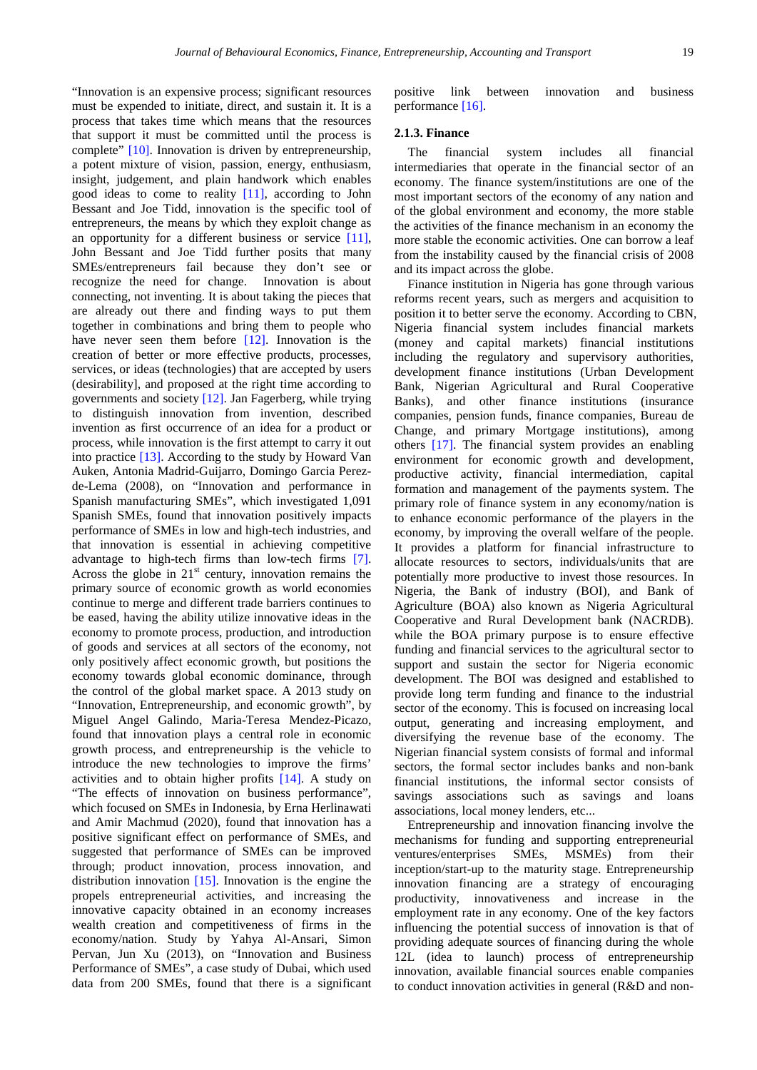"Innovation is an expensive process; significant resources must be expended to initiate, direct, and sustain it. It is a process that takes time which means that the resources that support it must be committed until the process is complete" [10]. Innovation is driven by entrepreneurship, a potent mixture of vision, passion, energy, enthusiasm, insight, judgement, and plain handwork which enables good ideas to come to reality [11], according to John Bessant and Joe Tidd, innovation is the specific tool of entrepreneurs, the means by which they exploit change as an opportunity for a different business or service [11], John Bessant and Joe Tidd further posits that many SMEs/entrepreneurs fail because they don't see or recognize the need for change. Innovation is about connecting, not inventing. It is about taking the pieces that are already out there and finding ways to put them together in combinations and bring them to people who have never seen them before [12]. Innovation is the creation of better or more effective products, processes, services, or ideas (technologies) that are accepted by users (desirability], and proposed at the right time according to governments and society [12]. Jan Fagerberg, while trying to distinguish innovation from invention, described invention as first occurrence of an idea for a product or process, while innovation is the first attempt to carry it out into practice [13]. According to the study by Howard Van Auken, Antonia Madrid-Guijarro, Domingo Garcia Perez-de-Lema (2008), on "Innovation and performance in Spanish manufacturing SMEs", which investigated 1,091 Spanish SMEs, found that innovation positively impacts performance of SMEs in low and high-tech industries, and that innovation is essential in achieving competitive advantage to high-tech firms than low-tech firms [7]. Across the globe in 21st century, innovation remains the primary source of economic growth as world economies continue to merge and different trade barriers continues to be eased, having the ability utilize innovative ideas in the economy to promote process, production, and introduction of goods and services at all sectors of the economy, not only positively affect economic growth, but positions the economy towards global economic dominance, through the control of the global market space. A 2013 study on "Innovation, Entrepreneurship, and economic growth", by Miguel Angel Galindo, Maria-Teresa Mendez-Picazo, found that innovation plays a central role in economic growth process, and entrepreneurship is the vehicle to introduce the new technologies to improve the firms' activities and to obtain higher profits [14]. A study on "The effects of innovation on business performance", which focused on SMEs in Indonesia, by Erna Herlinawati and Amir Machmud (2020), found that innovation has a positive significant effect on performance of SMEs, and suggested that performance of SMEs can be improved through; product innovation, process innovation, and distribution innovation [15]. Innovation is the engine the propels entrepreneurial activities, and increasing the innovative capacity obtained in an economy increases wealth creation and competitiveness of firms in the economy/nation. Study by Yahya Al-Ansari, Simon Pervan, Jun Xu (2013), on "Innovation and Business Performance of SMEs", a case study of Dubai, which used data from 200 SMEs, found that there is a significant positive link between innovation and business performance [16].

### 2.1.3. Finance

The financial system includes all financial intermediaries that operate in the financial sector of an economy. The finance system/institutions are one of the most important sectors of the economy of any nation and of the global environment and economy, the more stable the activities of the finance mechanism in an economy the more stable the economic activities. One can borrow a leaf from the instability caused by the financial crisis of 2008 and its impact across the globe.

Finance institution in Nigeria has gone through various reforms recent years, such as mergers and acquisition to position it to better serve the economy. According to CBN, Nigeria financial system includes financial markets (money and capital markets) financial institutions including the regulatory and supervisory authorities, development finance institutions (Urban Development Bank, Nigerian Agricultural and Rural Cooperative Banks), and other finance institutions (insurance companies, pension funds, finance companies, Bureau de Change, and primary Mortgage institutions), among others [17]. The financial system provides an enabling environment for economic growth and development, productive activity, financial intermediation, capital formation and management of the payments system. The primary role of finance system in any economy/nation is to enhance economic performance of the players in the economy, by improving the overall welfare of the people. It provides a platform for financial infrastructure to allocate resources to sectors, individuals/units that are potentially more productive to invest those resources. In Nigeria, the Bank of industry (BOI), and Bank of Agriculture (BOA) also known as Nigeria Agricultural Cooperative and Rural Development bank (NACRDB). while the BOA primary purpose is to ensure effective funding and financial services to the agricultural sector to support and sustain the sector for Nigeria economic development. The BOI was designed and established to provide long term funding and finance to the industrial sector of the economy. This is focused on increasing local output, generating and increasing employment, and diversifying the revenue base of the economy. The Nigerian financial system consists of formal and informal sectors, the formal sector includes banks and non-bank financial institutions, the informal sector consists of savings associations such as savings and loans associations, local money lenders, etc...

Entrepreneurship and innovation financing involve the mechanisms for funding and supporting entrepreneurial ventures/enterprises SMEs, MSMEs) from their inception/start-up to the maturity stage. Entrepreneurship innovation financing are a strategy of encouraging productivity, innovativeness and increase in the employment rate in any economy. One of the key factors influencing the potential success of innovation is that of providing adequate sources of financing during the whole 12L (idea to launch) process of entrepreneurship innovation, available financial sources enable companies to conduct innovation activities in general (R&D and non-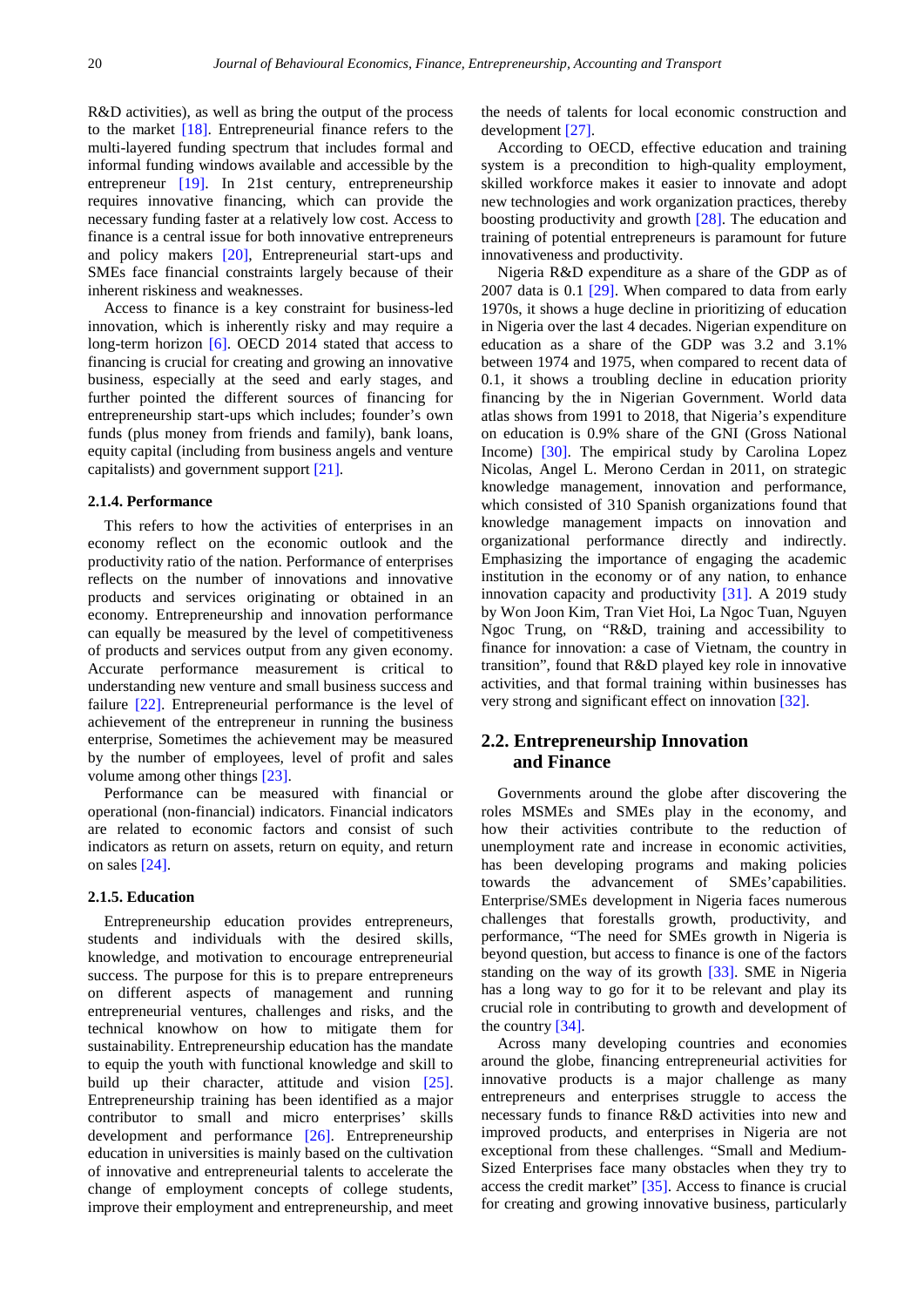R&D activities), as well as bring the output of the process to the market [18]. Entrepreneurial finance refers to the multi-layered funding spectrum that includes formal and informal funding windows available and accessible by the entrepreneur [19]. In 21st century, entrepreneurship requires innovative financing, which can provide the necessary funding faster at a relatively low cost. Access to finance is a central issue for both innovative entrepreneurs and policy makers [20], Entrepreneurial start-ups and SMEs face financial constraints largely because of their inherent riskiness and weaknesses.

Access to finance is a key constraint for business-led innovation, which is inherently risky and may require a long-term horizon [6]. OECD 2014 stated that access to financing is crucial for creating and growing an innovative business, especially at the seed and early stages, and further pointed the different sources of financing for entrepreneurship start-ups which includes; founder's own funds (plus money from friends and family), bank loans, equity capital (including from business angels and venture capitalists) and government support [21].

#### 2.1.4. Performance

This refers to how the activities of enterprises in an economy reflect on the economic outlook and the productivity ratio of the nation. Performance of enterprises reflects on the number of innovations and innovative products and services originating or obtained in an economy. Entrepreneurship and innovation performance can equally be measured by the level of competitiveness of products and services output from any given economy. Accurate performance measurement is critical to understanding new venture and small business success and failure [22]. Entrepreneurial performance is the level of achievement of the entrepreneur in running the business enterprise, Sometimes the achievement may be measured by the number of employees, level of profit and sales volume among other things [23].

Performance can be measured with financial or operational (non-financial) indicators. Financial indicators are related to economic factors and consist of such indicators as return on assets, return on equity, and return on sales [24].

#### 2.1.5. Education

Entrepreneurship education provides entrepreneurs, students and individuals with the desired skills, knowledge, and motivation to encourage entrepreneurial success. The purpose for this is to prepare entrepreneurs on different aspects of management and running entrepreneurial ventures, challenges and risks, and the technical knowhow on how to mitigate them for sustainability. Entrepreneurship education has the mandate to equip the youth with functional knowledge and skill to build up their character, attitude and vision [25]. Entrepreneurship training has been identified as a major contributor to small and micro enterprises' skills development and performance [26]. Entrepreneurship education in universities is mainly based on the cultivation of innovative and entrepreneurial talents to accelerate the change of employment concepts of college students, improve their employment and entrepreneurship, and meet the needs of talents for local economic construction and development [27].

According to OECD, effective education and training system is a precondition to high-quality employment, skilled workforce makes it easier to innovate and adopt new technologies and work organization practices, thereby boosting productivity and growth [28]. The education and training of potential entrepreneurs is paramount for future innovativeness and productivity.

Nigeria R&D expenditure as a share of the GDP as of 2007 data is 0.1 [29]. When compared to data from early 1970s, it shows a huge decline in prioritizing of education in Nigeria over the last 4 decades. Nigerian expenditure on education as a share of the GDP was 3.2 and 3.1% between 1974 and 1975, when compared to recent data of 0.1, it shows a troubling decline in education priority financing by the in Nigerian Government. World data atlas shows from 1991 to 2018, that Nigeria's expenditure on education is 0.9% share of the GNI (Gross National Income) [30]. The empirical study by Carolina Lopez Nicolas, Angel L. Merono Cerdan in 2011, on strategic knowledge management, innovation and performance, which consisted of 310 Spanish organizations found that knowledge management impacts on innovation and organizational performance directly and indirectly. Emphasizing the importance of engaging the academic institution in the economy or of any nation, to enhance innovation capacity and productivity [31]. A 2019 study by Won Joon Kim, Tran Viet Hoi, La Ngoc Tuan, Nguyen Ngoc Trung, on "R&D, training and accessibility to finance for innovation: a case of Vietnam, the country in transition", found that R&D played key role in innovative activities, and that formal training within businesses has very strong and significant effect on innovation [32].

### 2.2. Entrepreneurship Innovation and Finance

Governments around the globe after discovering the roles MSMEs and SMEs play in the economy, and how their activities contribute to the reduction of unemployment rate and increase in economic activities, has been developing programs and making policies towards the advancement of SMEs'capabilities. Enterprise/SMEs development in Nigeria faces numerous challenges that forestalls growth, productivity, and performance, "The need for SMEs growth in Nigeria is beyond question, but access to finance is one of the factors standing on the way of its growth [33]. SME in Nigeria has a long way to go for it to be relevant and play its crucial role in contributing to growth and development of the country [34].

Across many developing countries and economies around the globe, financing entrepreneurial activities for innovative products is a major challenge as many entrepreneurs and enterprises struggle to access the necessary funds to finance R&D activities into new and improved products, and enterprises in Nigeria are not exceptional from these challenges. "Small and Medium-Sized Enterprises face many obstacles when they try to access the credit market" [35]. Access to finance is crucial for creating and growing innovative business, particularly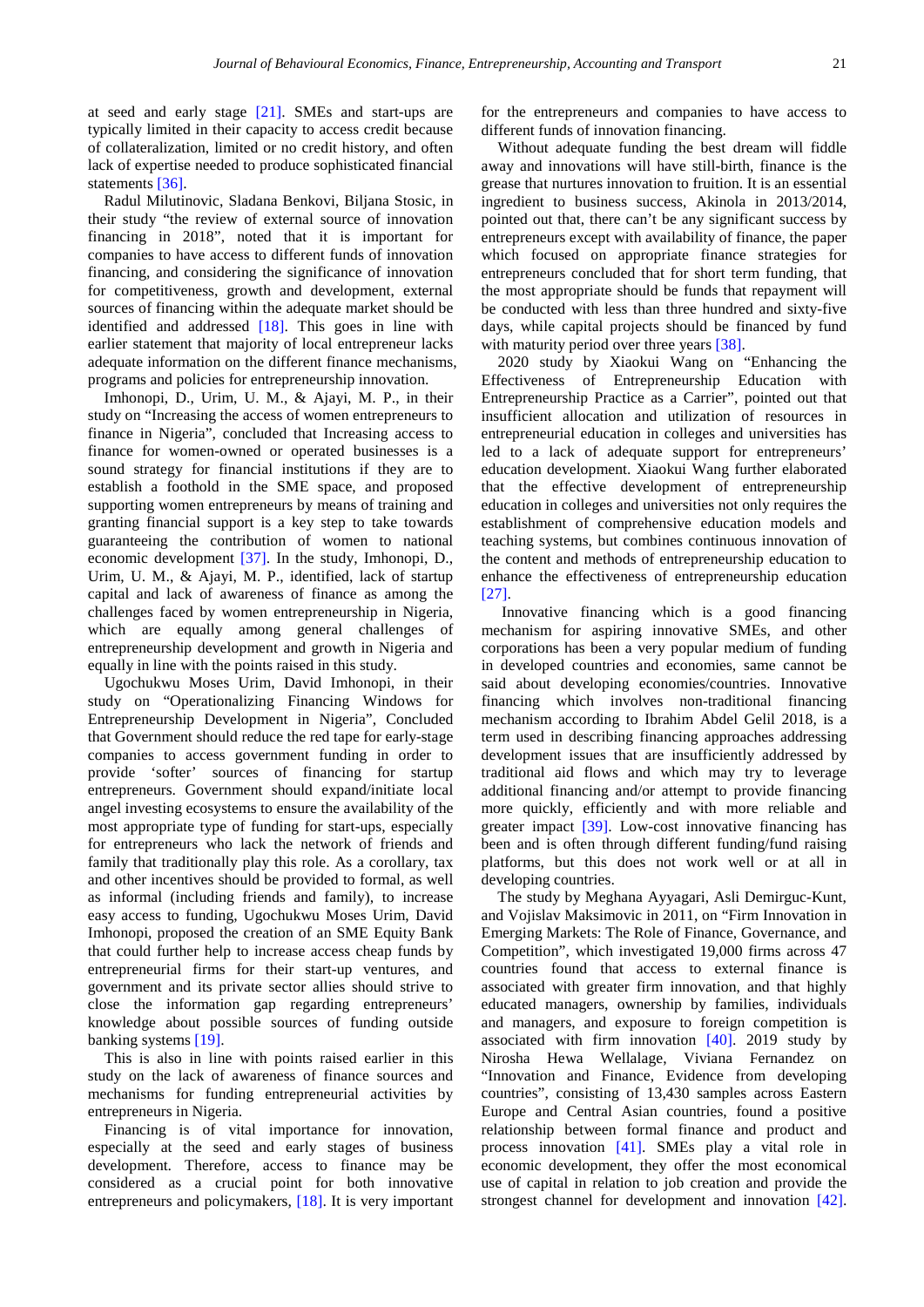at seed and early stage [21]. SMEs and start-ups are typically limited in their capacity to access credit because of collateralization, limited or no credit history, and often lack of expertise needed to produce sophisticated financial statements [36].

Radul Milutinovic, Sladana Benkovi, Biljana Stosic, in their study "the review of external source of innovation financing in 2018", noted that it is important for companies to have access to different funds of innovation financing, and considering the significance of innovation for competitiveness, growth and development, external sources of financing within the adequate market should be identified and addressed [18]. This goes in line with earlier statement that majority of local entrepreneur lacks adequate information on the different finance mechanisms, programs and policies for entrepreneurship innovation.

Imhonopi, D., Urim, U. M., & Ajayi, M. P., in their study on "Increasing the access of women entrepreneurs to finance in Nigeria", concluded that Increasing access to finance for women-owned or operated businesses is a sound strategy for financial institutions if they are to establish a foothold in the SME space, and proposed supporting women entrepreneurs by means of training and granting financial support is a key step to take towards guaranteeing the contribution of women to national economic development [37]. In the study, Imhonopi, D., Urim, U. M., & Ajayi, M. P., identified, lack of startup capital and lack of awareness of finance as among the challenges faced by women entrepreneurship in Nigeria, which are equally among general challenges of entrepreneurship development and growth in Nigeria and equally in line with the points raised in this study.

Ugochukwu Moses Urim, David Imhonopi, in their study on "Operationalizing Financing Windows for Entrepreneurship Development in Nigeria", Concluded that Government should reduce the red tape for early-stage companies to access government funding in order to provide 'softer' sources of financing for startup entrepreneurs. Government should expand/initiate local angel investing ecosystems to ensure the availability of the most appropriate type of funding for start-ups, especially for entrepreneurs who lack the network of friends and family that traditionally play this role. As a corollary, tax and other incentives should be provided to formal, as well as informal (including friends and family), to increase easy access to funding, Ugochukwu Moses Urim, David Imhonopi, proposed the creation of an SME Equity Bank that could further help to increase access cheap funds by entrepreneurial firms for their start-up ventures, and government and its private sector allies should strive to close the information gap regarding entrepreneurs' knowledge about possible sources of funding outside banking systems [19].

This is also in line with points raised earlier in this study on the lack of awareness of finance sources and mechanisms for funding entrepreneurial activities by entrepreneurs in Nigeria.

Financing is of vital importance for innovation, especially at the seed and early stages of business development. Therefore, access to finance may be considered as a crucial point for both innovative entrepreneurs and policymakers, [18]. It is very important for the entrepreneurs and companies to have access to different funds of innovation financing.

Without adequate funding the best dream will fiddle away and innovations will have still-birth, finance is the grease that nurtures innovation to fruition. It is an essential ingredient to business success, Akinola in 2013/2014, pointed out that, there can't be any significant success by entrepreneurs except with availability of finance, the paper which focused on appropriate finance strategies for entrepreneurs concluded that for short term funding, that the most appropriate should be funds that repayment will be conducted with less than three hundred and sixty-five days, while capital projects should be financed by fund with maturity period over three years [38].

2020 study by Xiaokui Wang on "Enhancing the Effectiveness of Entrepreneurship Education with Entrepreneurship Practice as a Carrier", pointed out that insufficient allocation and utilization of resources in entrepreneurial education in colleges and universities has led to a lack of adequate support for entrepreneurs' education development. Xiaokui Wang further elaborated that the effective development of entrepreneurship education in colleges and universities not only requires the establishment of comprehensive education models and teaching systems, but combines continuous innovation of the content and methods of entrepreneurship education to enhance the effectiveness of entrepreneurship education [27].

Innovative financing which is a good financing mechanism for aspiring innovative SMEs, and other corporations has been a very popular medium of funding in developed countries and economies, same cannot be said about developing economies/countries. Innovative financing which involves non-traditional financing mechanism according to Ibrahim Abdel Gelil 2018, is a term used in describing financing approaches addressing development issues that are insufficiently addressed by traditional aid flows and which may try to leverage additional financing and/or attempt to provide financing more quickly, efficiently and with more reliable and greater impact [39]. Low-cost innovative financing has been and is often through different funding/fund raising platforms, but this does not work well or at all in developing countries.

The study by Meghana Ayyagari, Asli Demirguc-Kunt, and Vojislav Maksimovic in 2011, on "Firm Innovation in Emerging Markets: The Role of Finance, Governance, and Competition", which investigated 19,000 firms across 47 countries found that access to external finance is associated with greater firm innovation, and that highly educated managers, ownership by families, individuals and managers, and exposure to foreign competition is associated with firm innovation [40]. 2019 study by Nirosha Hewa Wellalage, Viviana Fernandez on "Innovation and Finance, Evidence from developing countries", consisting of 13,430 samples across Eastern Europe and Central Asian countries, found a positive relationship between formal finance and product and process innovation [41]. SMEs play a vital role in economic development, they offer the most economical use of capital in relation to job creation and provide the strongest channel for development and innovation [42].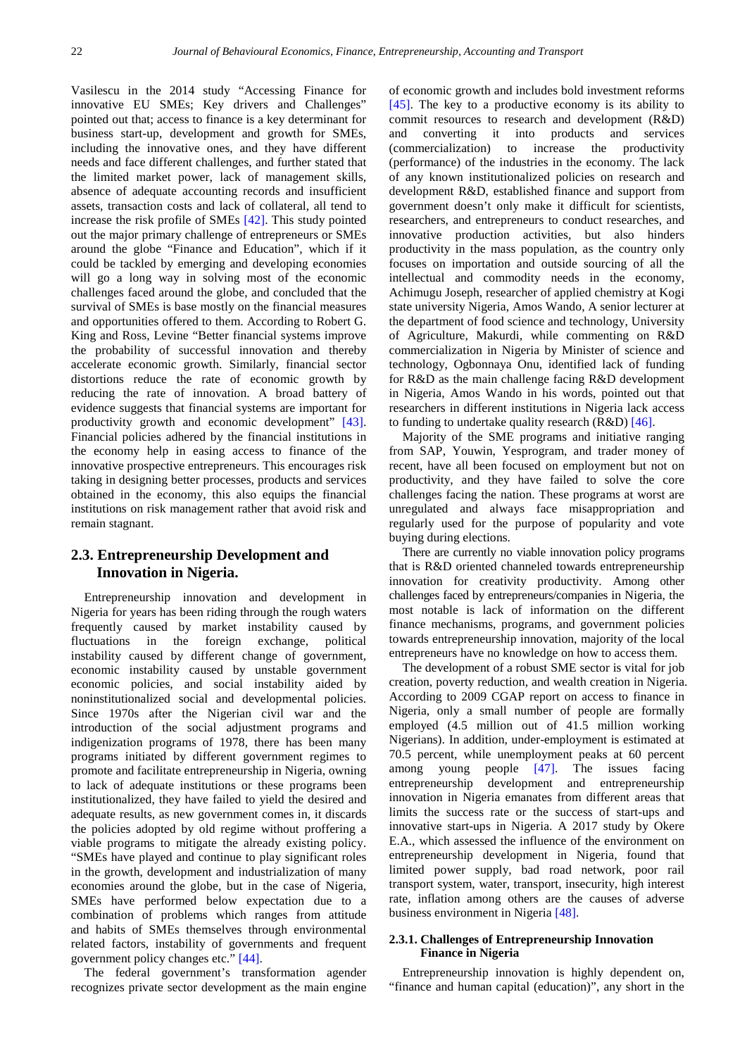Vasilescu in the 2014 study "Accessing Finance for innovative EU SMEs; Key drivers and Challenges" pointed out that; access to finance is a key determinant for business start-up, development and growth for SMEs, including the innovative ones, and they have different needs and face different challenges, and further stated that the limited market power, lack of management skills, absence of adequate accounting records and insufficient assets, transaction costs and lack of collateral, all tend to increase the risk profile of SMEs [42]. This study pointed out the major primary challenge of entrepreneurs or SMEs around the globe "Finance and Education", which if it could be tackled by emerging and developing economies will go a long way in solving most of the economic challenges faced around the globe, and concluded that the survival of SMEs is base mostly on the financial measures and opportunities offered to them. According to Robert G. King and Ross, Levine "Better financial systems improve the probability of successful innovation and thereby accelerate economic growth. Similarly, financial sector distortions reduce the rate of economic growth by reducing the rate of innovation. A broad battery of evidence suggests that financial systems are important for productivity growth and economic development" [43]. Financial policies adhered by the financial institutions in the economy help in easing access to finance of the innovative prospective entrepreneurs. This encourages risk taking in designing better processes, products and services obtained in the economy, this also equips the financial institutions on risk management rather that avoid risk and remain stagnant.

## 2.3. Entrepreneurship Development and Innovation in Nigeria.

Entrepreneurship innovation and development in Nigeria for years has been riding through the rough waters frequently caused by market instability caused by fluctuations in the foreign exchange, political instability caused by different change of government, economic instability caused by unstable government economic policies, and social instability aided by noninstitutionalized social and developmental policies. Since 1970s after the Nigerian civil war and the introduction of the social adjustment programs and indigenization programs of 1978, there has been many programs initiated by different government regimes to promote and facilitate entrepreneurship in Nigeria, owning to lack of adequate institutions or these programs been institutionalized, they have failed to yield the desired and adequate results, as new government comes in, it discards the policies adopted by old regime without proffering a viable programs to mitigate the already existing policy. "SMEs have played and continue to play significant roles in the growth, development and industrialization of many economies around the globe, but in the case of Nigeria, SMEs have performed below expectation due to a combination of problems which ranges from attitude and habits of SMEs themselves through environmental related factors, instability of governments and frequent government policy changes etc." [44].

The federal government's transformation agender recognizes private sector development as the main engine of economic growth and includes bold investment reforms [45]. The key to a productive economy is its ability to commit resources to research and development (R&D) and converting it into products and services (commercialization) to increase the productivity (performance) of the industries in the economy. The lack of any known institutionalized policies on research and development R&D, established finance and support from government doesn't only make it difficult for scientists, researchers, and entrepreneurs to conduct researches, and innovative production activities, but also hinders productivity in the mass population, as the country only focuses on importation and outside sourcing of all the intellectual and commodity needs in the economy, Achimugu Joseph, researcher of applied chemistry at Kogi state university Nigeria, Amos Wando, A senior lecturer at the department of food science and technology, University of Agriculture, Makurdi, while commenting on R&D commercialization in Nigeria by Minister of science and technology, Ogbonnaya Onu, identified lack of funding for R&D as the main challenge facing R&D development in Nigeria, Amos Wando in his words, pointed out that researchers in different institutions in Nigeria lack access to funding to undertake quality research (R&D) [46].

Majority of the SME programs and initiative ranging from SAP, Youwin, Yesprogram, and trader money of recent, have all been focused on employment but not on productivity, and they have failed to solve the core challenges facing the nation. These programs at worst are unregulated and always face misappropriation and regularly used for the purpose of popularity and vote buying during elections.

There are currently no viable innovation policy programs that is R&D oriented channeled towards entrepreneurship innovation for creativity productivity. Among other challenges faced by entrepreneurs/companies in Nigeria, the most notable is lack of information on the different finance mechanisms, programs, and government policies towards entrepreneurship innovation, majority of the local entrepreneurs have no knowledge on how to access them.

The development of a robust SME sector is vital for job creation, poverty reduction, and wealth creation in Nigeria. According to 2009 CGAP report on access to finance in Nigeria, only a small number of people are formally employed (4.5 million out of 41.5 million working Nigerians). In addition, under-employment is estimated at 70.5 percent, while unemployment peaks at 60 percent among young people [47]. The issues facing entrepreneurship development and entrepreneurship innovation in Nigeria emanates from different areas that limits the success rate or the success of start-ups and innovative start-ups in Nigeria. A 2017 study by Okere E.A., which assessed the influence of the environment on entrepreneurship development in Nigeria, found that limited power supply, bad road network, poor rail transport system, water, transport, insecurity, high interest rate, inflation among others are the causes of adverse business environment in Nigeria [48].

#### 2.3.1. Challenges of Entrepreneurship Innovation Finance in Nigeria

Entrepreneurship innovation is highly dependent on, "finance and human capital (education)", any short in the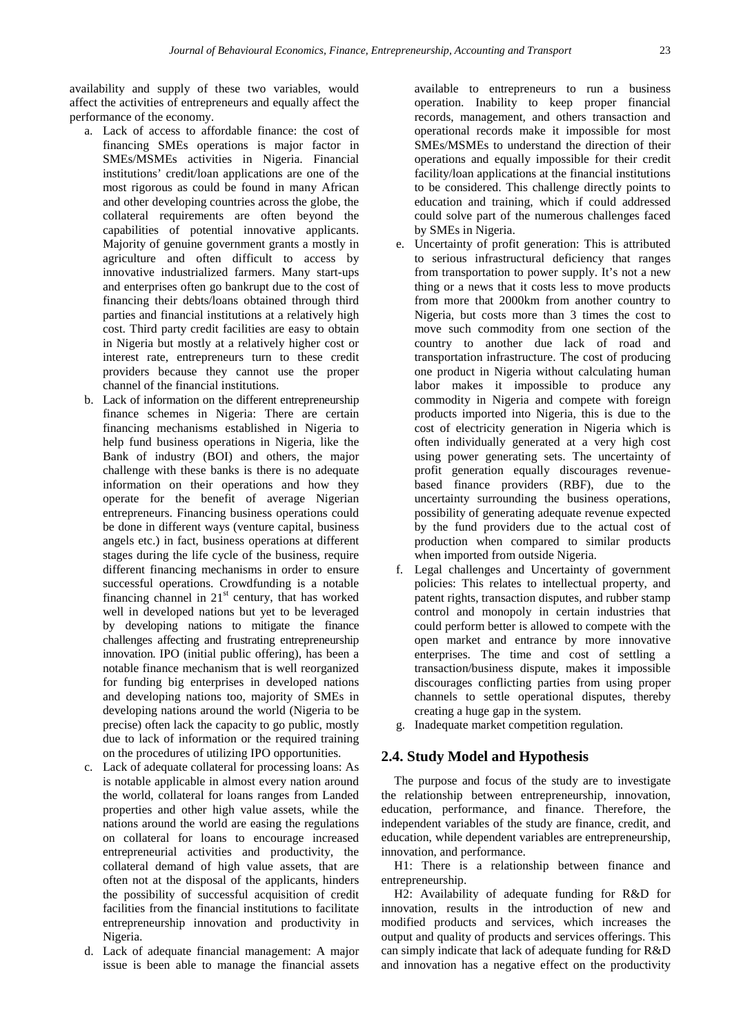availability and supply of these two variables, would affect the activities of entrepreneurs and equally affect the performance of the economy.

a. Lack of access to affordable finance: the cost of financing SMEs operations is major factor in SMEs/MSMEs activities in Nigeria. Financial institutions' credit/loan applications are one of the most rigorous as could be found in many African and other developing countries across the globe, the collateral requirements are often beyond the capabilities of potential innovative applicants. Majority of genuine government grants a mostly in agriculture and often difficult to access by innovative industrialized farmers. Many start-ups and enterprises often go bankrupt due to the cost of financing their debts/loans obtained through third parties and financial institutions at a relatively high cost. Third party credit facilities are easy to obtain in Nigeria but mostly at a relatively higher cost or interest rate, entrepreneurs turn to these credit providers because they cannot use the proper channel of the financial institutions.
b. Lack of information on the different entrepreneurship finance schemes in Nigeria: There are certain financing mechanisms established in Nigeria to help fund business operations in Nigeria, like the Bank of industry (BOI) and others, the major challenge with these banks is there is no adequate information on their operations and how they operate for the benefit of average Nigerian entrepreneurs. Financing business operations could be done in different ways (venture capital, business angels etc.) in fact, business operations at different stages during the life cycle of the business, require different financing mechanisms in order to ensure successful operations. Crowdfunding is a notable financing channel in 21st century, that has worked well in developed nations but yet to be leveraged by developing nations to mitigate the finance challenges affecting and frustrating entrepreneurship innovation. IPO (initial public offering), has been a notable finance mechanism that is well reorganized for funding big enterprises in developed nations and developing nations too, majority of SMEs in developing nations around the world (Nigeria to be precise) often lack the capacity to go public, mostly due to lack of information or the required training on the procedures of utilizing IPO opportunities.
c. Lack of adequate collateral for processing loans: As is notable applicable in almost every nation around the world, collateral for loans ranges from Landed properties and other high value assets, while the nations around the world are easing the regulations on collateral for loans to encourage increased entrepreneurial activities and productivity, the collateral demand of high value assets, that are often not at the disposal of the applicants, hinders the possibility of successful acquisition of credit facilities from the financial institutions to facilitate entrepreneurship innovation and productivity in Nigeria.
d. Lack of adequate financial management: A major issue is been able to manage the financial assets available to entrepreneurs to run a business operation. Inability to keep proper financial records, management, and others transaction and operational records make it impossible for most SMEs/MSMEs to understand the direction of their operations and equally impossible for their credit facility/loan applications at the financial institutions to be considered. This challenge directly points to education and training, which if could addressed could solve part of the numerous challenges faced by SMEs in Nigeria.
e. Uncertainty of profit generation: This is attributed to serious infrastructural deficiency that ranges from transportation to power supply. It's not a new thing or a news that it costs less to move products from more that 2000km from another country to Nigeria, but costs more than 3 times the cost to move such commodity from one section of the country to another due lack of road and transportation infrastructure. The cost of producing one product in Nigeria without calculating human labor makes it impossible to produce any commodity in Nigeria and compete with foreign products imported into Nigeria, this is due to the cost of electricity generation in Nigeria which is often individually generated at a very high cost using power generating sets. The uncertainty of profit generation equally discourages revenue-based finance providers (RBF), due to the uncertainty surrounding the business operations, possibility of generating adequate revenue expected by the fund providers due to the actual cost of production when compared to similar products when imported from outside Nigeria.
f. Legal challenges and Uncertainty of government policies: This relates to intellectual property, and patent rights, transaction disputes, and rubber stamp control and monopoly in certain industries that could perform better is allowed to compete with the open market and entrance by more innovative enterprises. The time and cost of settling a transaction/business dispute, makes it impossible discourages conflicting parties from using proper channels to settle operational disputes, thereby creating a huge gap in the system.
g. Inadequate market competition regulation.

## 2.4. Study Model and Hypothesis

The purpose and focus of the study are to investigate the relationship between entrepreneurship, innovation, education, performance, and finance. Therefore, the independent variables of the study are finance, credit, and education, while dependent variables are entrepreneurship, innovation, and performance.

H1: There is a relationship between finance and entrepreneurship.

H2: Availability of adequate funding for R&D for innovation, results in the introduction of new and modified products and services, which increases the output and quality of products and services offerings. This can simply indicate that lack of adequate funding for R&D and innovation has a negative effect on the productivity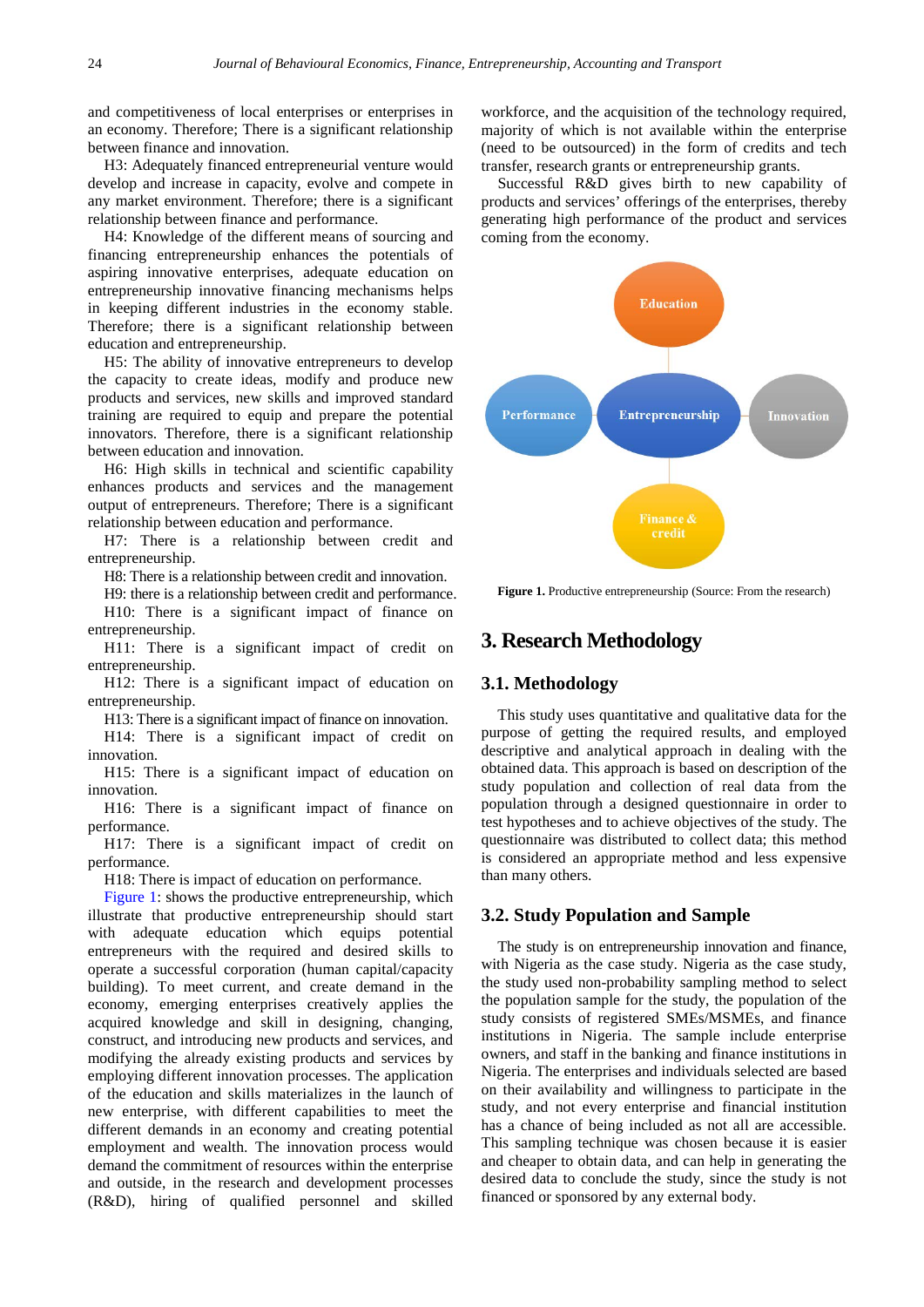and competitiveness of local enterprises or enterprises in an economy. Therefore; There is a significant relationship between finance and innovation.

H3: Adequately financed entrepreneurial venture would develop and increase in capacity, evolve and compete in any market environment. Therefore; there is a significant relationship between finance and performance.

H4: Knowledge of the different means of sourcing and financing entrepreneurship enhances the potentials of aspiring innovative enterprises, adequate education on entrepreneurship innovative financing mechanisms helps in keeping different industries in the economy stable. Therefore; there is a significant relationship between education and entrepreneurship.

H5: The ability of innovative entrepreneurs to develop the capacity to create ideas, modify and produce new products and services, new skills and improved standard training are required to equip and prepare the potential innovators. Therefore, there is a significant relationship between education and innovation.

H6: High skills in technical and scientific capability enhances products and services and the management output of entrepreneurs. Therefore; There is a significant relationship between education and performance.

H7: There is a relationship between credit and entrepreneurship.

H8: There is a relationship between credit and innovation.

H9: there is a relationship between credit and performance.

H10: There is a significant impact of finance on entrepreneurship.

H11: There is a significant impact of credit on entrepreneurship.

H12: There is a significant impact of education on entrepreneurship.

H13: There is a significant impact of finance on innovation.

H14: There is a significant impact of credit on innovation.

H15: There is a significant impact of education on innovation.

H16: There is a significant impact of finance on performance.

H17: There is a significant impact of credit on performance.

H18: There is impact of education on performance.

Figure 1: shows the productive entrepreneurship, which illustrate that productive entrepreneurship should start with adequate education which equips potential entrepreneurs with the required and desired skills to operate a successful corporation (human capital/capacity building). To meet current, and create demand in the economy, emerging enterprises creatively applies the acquired knowledge and skill in designing, changing, construct, and introducing new products and services, and modifying the already existing products and services by employing different innovation processes. The application of the education and skills materializes in the launch of new enterprise, with different capabilities to meet the different demands in an economy and creating potential employment and wealth. The innovation process would demand the commitment of resources within the enterprise and outside, in the research and development processes (R&D), hiring of qualified personnel and skilled workforce, and the acquisition of the technology required, majority of which is not available within the enterprise (need to be outsourced) in the form of credits and tech transfer, research grants or entrepreneurship grants.

Successful R&D gives birth to new capability of products and services' offerings of the enterprises, thereby generating high performance of the product and services coming from the economy.

**Figure 1.** Productive entrepreneurship (Source: From the research)

# 3. Research Methodology

## 3.1. Methodology

This study uses quantitative and qualitative data for the purpose of getting the required results, and employed descriptive and analytical approach in dealing with the obtained data. This approach is based on description of the study population and collection of real data from the population through a designed questionnaire in order to test hypotheses and to achieve objectives of the study. The questionnaire was distributed to collect data; this method is considered an appropriate method and less expensive than many others.

## 3.2. Study Population and Sample

The study is on entrepreneurship innovation and finance, with Nigeria as the case study. Nigeria as the case study, the study used non-probability sampling method to select the population sample for the study, the population of the study consists of registered SMEs/MSMEs, and finance institutions in Nigeria. The sample include enterprise owners, and staff in the banking and finance institutions in Nigeria. The enterprises and individuals selected are based on their availability and willingness to participate in the study, and not every enterprise and financial institution has a chance of being included as not all are accessible. This sampling technique was chosen because it is easier and cheaper to obtain data, and can help in generating the desired data to conclude the study, since the study is not financed or sponsored by any external body.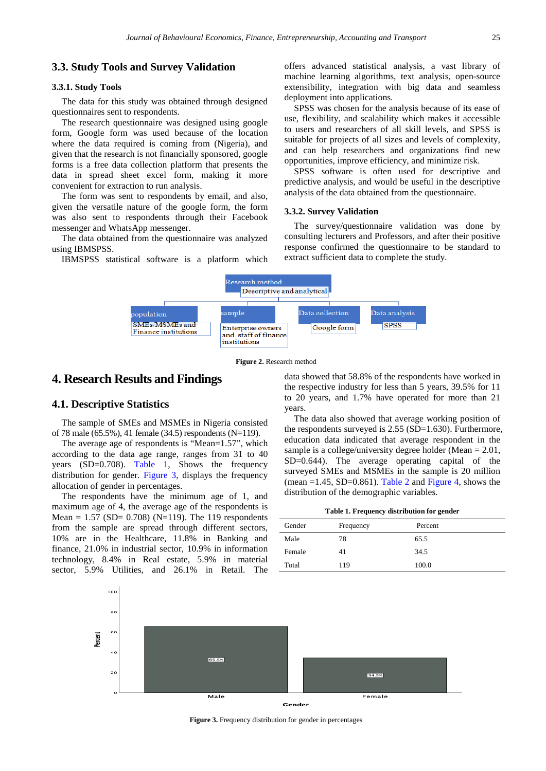### 3.3. Study Tools and Survey Validation

#### 3.3.1. Study Tools

The data for this study was obtained through designed questionnaires sent to respondents.

The research questionnaire was designed using google form, Google form was used because of the location where the data required is coming from (Nigeria), and given that the research is not financially sponsored, google forms is a free data collection platform that presents the data in spread sheet excel form, making it more convenient for extraction to run analysis.

The form was sent to respondents by email, and also, given the versatile nature of the google form, the form was also sent to respondents through their Facebook messenger and WhatsApp messenger.

The data obtained from the questionnaire was analyzed using IBMSPSS.

IBMSPSS statistical software is a platform which offers advanced statistical analysis, a vast library of machine learning algorithms, text analysis, open-source extensibility, integration with big data and seamless deployment into applications.

SPSS was chosen for the analysis because of its ease of use, flexibility, and scalability which makes it accessible to users and researchers of all skill levels, and SPSS is suitable for projects of all sizes and levels of complexity, and can help researchers and organizations find new opportunities, improve efficiency, and minimize risk.

SPSS software is often used for descriptive and predictive analysis, and would be useful in the descriptive analysis of the data obtained from the questionnaire.

#### 3.3.2. Survey Validation

The survey/questionnaire validation was done by consulting lecturers and Professors, and after their positive response confirmed the questionnaire to be standard to extract sufficient data to complete the study.

Research method: Descriptive and analytical
- population: SMEs/MSMEs and Finance institutions
- sample: Enterprise owners and staff of finance institutions
- Data collection: Google form
- Data analysis: SPSS

**Figure 2.** Research method

## 4. Research Results and Findings

### 4.1. Descriptive Statistics

The sample of SMEs and MSMEs in Nigeria consisted of 78 male (65.5%), 41 female (34.5) respondents (N=119).

The average age of respondents is "Mean=1.57", which according to the data age range, ranges from 31 to 40 years (SD=0.708). Table 1, Shows the frequency distribution for gender. Figure 3, displays the frequency allocation of gender in percentages.

The respondents have the minimum age of 1, and maximum age of 4, the average age of the respondents is Mean = 1.57 (SD= 0.708) (N=119). The 119 respondents from the sample are spread through different sectors, 10% are in the Healthcare, 11.8% in Banking and finance, 21.0% in industrial sector, 10.9% in information technology, 8.4% in Real estate, 5.9% in material sector, 5.9% Utilities, and 26.1% in Retail. The data showed that 58.8% of the respondents have worked in the respective industry for less than 5 years, 39.5% for 11 to 20 years, and 1.7% have operated for more than 21 years.

The data also showed that average working position of the respondents surveyed is 2.55 (SD=1.630). Furthermore, education data indicated that average respondent in the sample is a college/university degree holder (Mean = 2.01, SD=0.644). The average operating capital of the surveyed SMEs and MSMEs in the sample is 20 million (mean =1.45, SD=0.861). Table 2 and Figure 4, shows the distribution of the demographic variables.

**Table 1. Frequency distribution for gender**

| Gender | Frequency | Percent |
|---|---|---|
| Male | 78 | 65.5 |
| Female | 41 | 34.5 |
| Total | 119 | 100.0 |

**Figure 3.** Frequency distribution for gender in percentages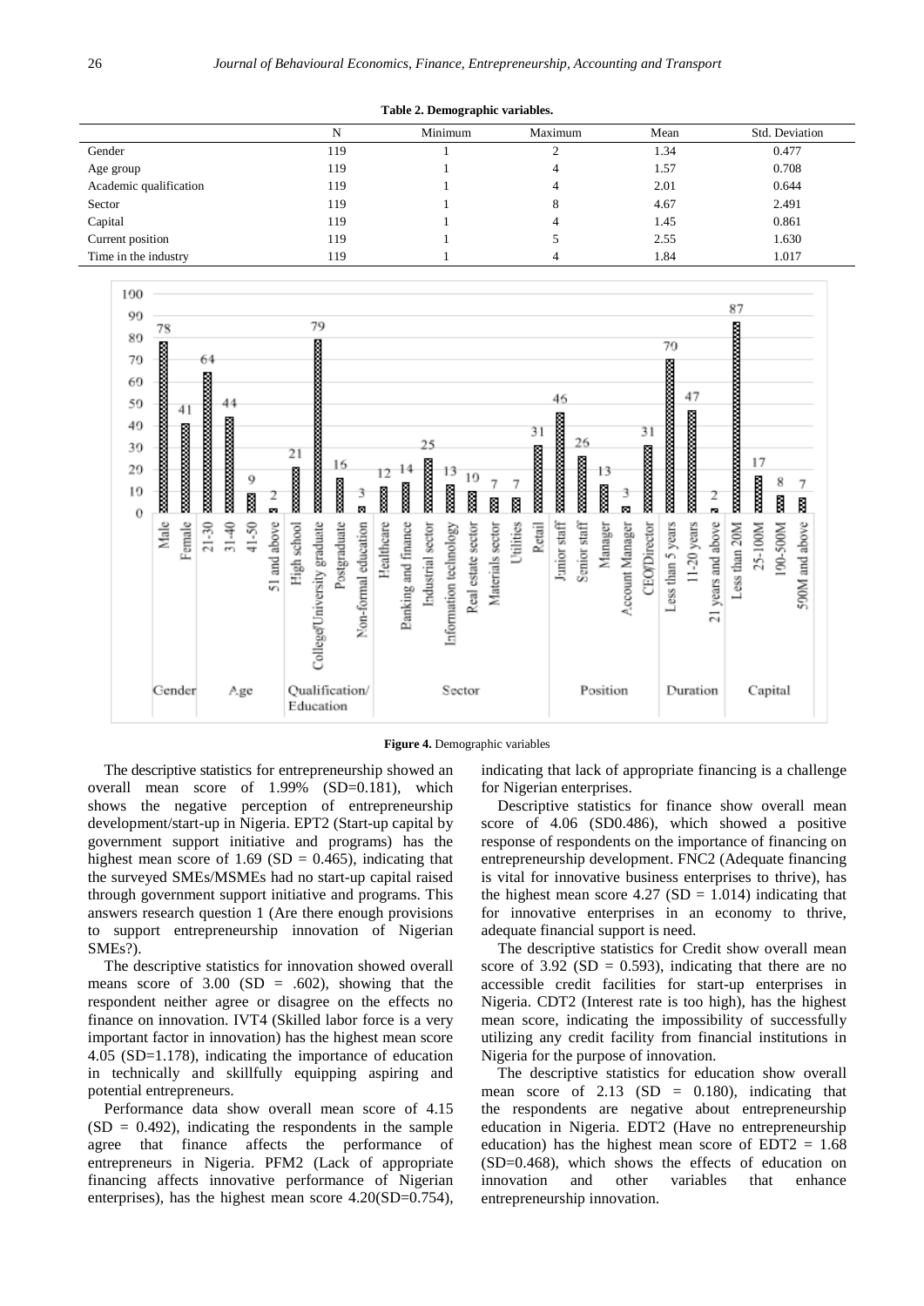**Table 2. Demographic variables.**

| | N | Minimum | Maximum | Mean | Std. Deviation |
|---|---|---|---|---|---|
| Gender | 119 | 1 | 2 | 1.34 | 0.477 |
| Age group | 119 | 1 | 4 | 1.57 | 0.708 |
| Academic qualification | 119 | 1 | 4 | 2.01 | 0.644 |
| Sector | 119 | 1 | 8 | 4.67 | 2.491 |
| Capital | 119 | 1 | 4 | 1.45 | 0.861 |
| Current position | 119 | 1 | 5 | 2.55 | 1.630 |
| Time in the industry | 119 | 1 | 4 | 1.84 | 1.017 |

**Figure 4.** Demographic variables

The descriptive statistics for entrepreneurship showed an overall mean score of 1.99% (SD=0.181), which shows the negative perception of entrepreneurship development/start-up in Nigeria. EPT2 (Start-up capital by government support initiative and programs) has the highest mean score of 1.69 (SD = 0.465), indicating that the surveyed SMEs/MSMEs had no start-up capital raised through government support initiative and programs. This answers research question 1 (Are there enough provisions to support entrepreneurship innovation of Nigerian SMEs?).

The descriptive statistics for innovation showed overall means score of 3.00 (SD = .602), showing that the respondent neither agree or disagree on the effects no finance on innovation. IVT4 (Skilled labor force is a very important factor in innovation) has the highest mean score 4.05 (SD=1.178), indicating the importance of education in technically and skillfully equipping aspiring and potential entrepreneurs.

Performance data show overall mean score of 4.15 (SD = 0.492), indicating the respondents in the sample agree that finance affects the performance of entrepreneurs in Nigeria. PFM2 (Lack of appropriate financing affects innovative performance of Nigerian enterprises), has the highest mean score 4.20(SD=0.754), indicating that lack of appropriate financing is a challenge for Nigerian enterprises.

Descriptive statistics for finance show overall mean score of 4.06 (SD0.486), which showed a positive response of respondents on the importance of financing on entrepreneurship development. FNC2 (Adequate financing is vital for innovative business enterprises to thrive), has the highest mean score 4.27 (SD = 1.014) indicating that for innovative enterprises in an economy to thrive, adequate financial support is need.

The descriptive statistics for Credit show overall mean score of 3.92 (SD = 0.593), indicating that there are no accessible credit facilities for start-up enterprises in Nigeria. CDT2 (Interest rate is too high), has the highest mean score, indicating the impossibility of successfully utilizing any credit facility from financial institutions in Nigeria for the purpose of innovation.

The descriptive statistics for education show overall mean score of 2.13 (SD = 0.180), indicating that the respondents are negative about entrepreneurship education in Nigeria. EDT2 (Have no entrepreneurship education) has the highest mean score of EDT2 = 1.68 (SD=0.468), which shows the effects of education on innovation and other variables that enhance entrepreneurship innovation.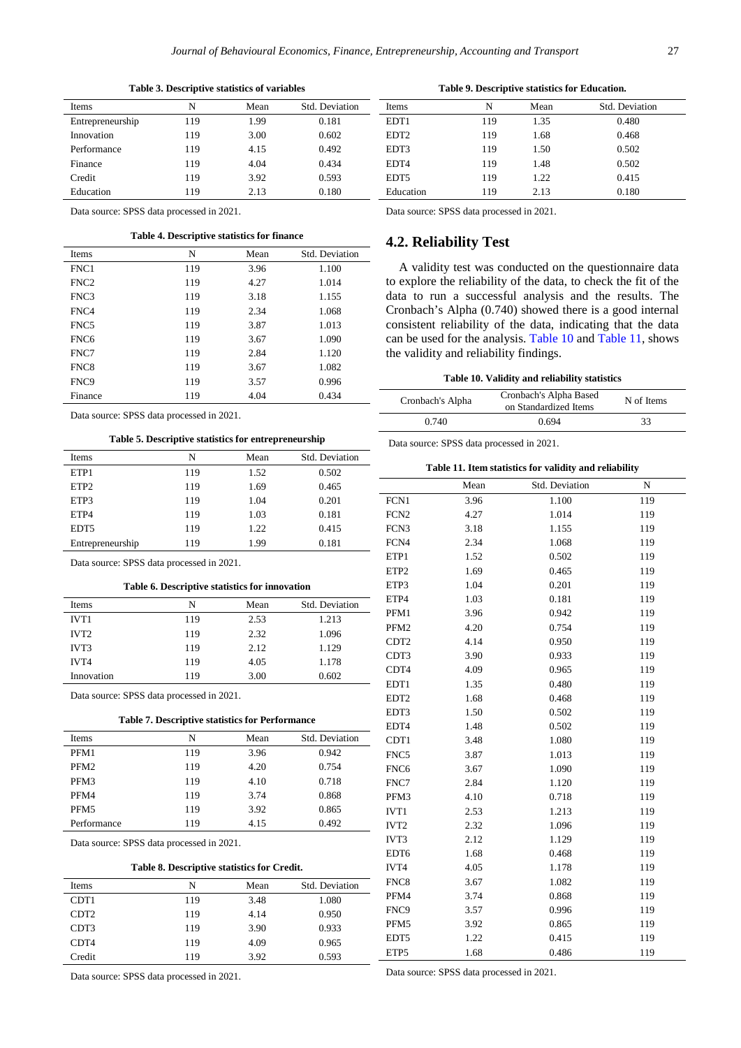**Table 3. Descriptive statistics of variables**

| Items | N | Mean | Std. Deviation |
|---|---|---|---|
| Entrepreneurship | 119 | 1.99 | 0.181 |
| Innovation | 119 | 3.00 | 0.602 |
| Performance | 119 | 4.15 | 0.492 |
| Finance | 119 | 4.04 | 0.434 |
| Credit | 119 | 3.92 | 0.593 |
| Education | 119 | 2.13 | 0.180 |

Data source: SPSS data processed in 2021.

**Table 4. Descriptive statistics for finance**

| Items | N | Mean | Std. Deviation |
|---|---|---|---|
| FNC1 | 119 | 3.96 | 1.100 |
| FNC2 | 119 | 4.27 | 1.014 |
| FNC3 | 119 | 3.18 | 1.155 |
| FNC4 | 119 | 2.34 | 1.068 |
| FNC5 | 119 | 3.87 | 1.013 |
| FNC6 | 119 | 3.67 | 1.090 |
| FNC7 | 119 | 2.84 | 1.120 |
| FNC8 | 119 | 3.67 | 1.082 |
| FNC9 | 119 | 3.57 | 0.996 |
| Finance | 119 | 4.04 | 0.434 |

Data source: SPSS data processed in 2021.

**Table 5. Descriptive statistics for entrepreneurship**

| Items | N | Mean | Std. Deviation |
|---|---|---|---|
| ETP1 | 119 | 1.52 | 0.502 |
| ETP2 | 119 | 1.69 | 0.465 |
| ETP3 | 119 | 1.04 | 0.201 |
| ETP4 | 119 | 1.03 | 0.181 |
| EDT5 | 119 | 1.22 | 0.415 |
| Entrepreneurship | 119 | 1.99 | 0.181 |

Data source: SPSS data processed in 2021.

**Table 6. Descriptive statistics for innovation**

| Items | N | Mean | Std. Deviation |
|---|---|---|---|
| IVT1 | 119 | 2.53 | 1.213 |
| IVT2 | 119 | 2.32 | 1.096 |
| IVT3 | 119 | 2.12 | 1.129 |
| IVT4 | 119 | 4.05 | 1.178 |
| Innovation | 119 | 3.00 | 0.602 |

Data source: SPSS data processed in 2021.

**Table 7. Descriptive statistics for Performance**

| Items | N | Mean | Std. Deviation |
|---|---|---|---|
| PFM1 | 119 | 3.96 | 0.942 |
| PFM2 | 119 | 4.20 | 0.754 |
| PFM3 | 119 | 4.10 | 0.718 |
| PFM4 | 119 | 3.74 | 0.868 |
| PFM5 | 119 | 3.92 | 0.865 |
| Performance | 119 | 4.15 | 0.492 |

Data source: SPSS data processed in 2021.

**Table 8. Descriptive statistics for Credit.**

| Items | N | Mean | Std. Deviation |
|---|---|---|---|
| CDT1 | 119 | 3.48 | 1.080 |
| CDT2 | 119 | 4.14 | 0.950 |
| CDT3 | 119 | 3.90 | 0.933 |
| CDT4 | 119 | 4.09 | 0.965 |
| Credit | 119 | 3.92 | 0.593 |

Data source: SPSS data processed in 2021.

**Table 9. Descriptive statistics for Education.**

| Items | N | Mean | Std. Deviation |
|---|---|---|---|
| EDT1 | 119 | 1.35 | 0.480 |
| EDT2 | 119 | 1.68 | 0.468 |
| EDT3 | 119 | 1.50 | 0.502 |
| EDT4 | 119 | 1.48 | 0.502 |
| EDT5 | 119 | 1.22 | 0.415 |
| Education | 119 | 2.13 | 0.180 |

Data source: SPSS data processed in 2021.

## 4.2. Reliability Test

A validity test was conducted on the questionnaire data to explore the reliability of the data, to check the fit of the data to run a successful analysis and the results. The Cronbach's Alpha (0.740) showed there is a good internal consistent reliability of the data, indicating that the data can be used for the analysis. Table 10 and Table 11, shows the validity and reliability findings.

**Table 10. Validity and reliability statistics**

| Cronbach's Alpha | Cronbach's Alpha Based on Standardized Items | N of Items |
|---|---|---|
| 0.740 | 0.694 | 33 |

Data source: SPSS data processed in 2021.

**Table 11. Item statistics for validity and reliability**

| | Mean | Std. Deviation | N |
|---|---|---|---|
| FCN1 | 3.96 | 1.100 | 119 |
| FCN2 | 4.27 | 1.014 | 119 |
| FCN3 | 3.18 | 1.155 | 119 |
| FCN4 | 2.34 | 1.068 | 119 |
| ETP1 | 1.52 | 0.502 | 119 |
| ETP2 | 1.69 | 0.465 | 119 |
| ETP3 | 1.04 | 0.201 | 119 |
| ETP4 | 1.03 | 0.181 | 119 |
| PFM1 | 3.96 | 0.942 | 119 |
| PFM2 | 4.20 | 0.754 | 119 |
| CDT2 | 4.14 | 0.950 | 119 |
| CDT3 | 3.90 | 0.933 | 119 |
| CDT4 | 4.09 | 0.965 | 119 |
| EDT1 | 1.35 | 0.480 | 119 |
| EDT2 | 1.68 | 0.468 | 119 |
| EDT3 | 1.50 | 0.502 | 119 |
| EDT4 | 1.48 | 0.502 | 119 |
| CDT1 | 3.48 | 1.080 | 119 |
| FNC5 | 3.87 | 1.013 | 119 |
| FNC6 | 3.67 | 1.090 | 119 |
| FNC7 | 2.84 | 1.120 | 119 |
| PFM3 | 4.10 | 0.718 | 119 |
| IVT1 | 2.53 | 1.213 | 119 |
| IVT2 | 2.32 | 1.096 | 119 |
| IVT3 | 2.12 | 1.129 | 119 |
| EDT6 | 1.68 | 0.468 | 119 |
| IVT4 | 4.05 | 1.178 | 119 |
| FNC8 | 3.67 | 1.082 | 119 |
| PFM4 | 3.74 | 0.868 | 119 |
| FNC9 | 3.57 | 0.996 | 119 |
| PFM5 | 3.92 | 0.865 | 119 |
| EDT5 | 1.22 | 0.415 | 119 |
| ETP5 | 1.68 | 0.486 | 119 |

Data source: SPSS data processed in 2021.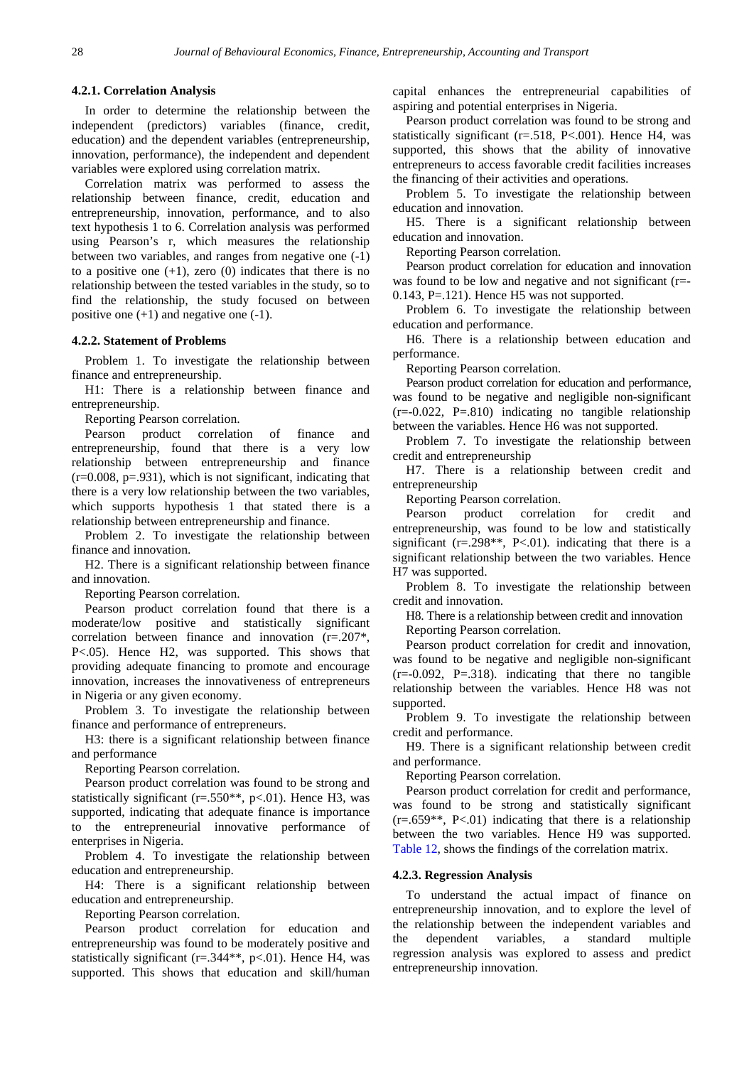#### 4.2.1. Correlation Analysis

In order to determine the relationship between the independent (predictors) variables (finance, credit, education) and the dependent variables (entrepreneurship, innovation, performance), the independent and dependent variables were explored using correlation matrix.

Correlation matrix was performed to assess the relationship between finance, credit, education and entrepreneurship, innovation, performance, and to also text hypothesis 1 to 6. Correlation analysis was performed using Pearson's r, which measures the relationship between two variables, and ranges from negative one (-1) to a positive one (+1), zero (0) indicates that there is no relationship between the tested variables in the study, so to find the relationship, the study focused on between positive one (+1) and negative one (-1).

#### 4.2.2. Statement of Problems

Problem 1. To investigate the relationship between finance and entrepreneurship.

H1: There is a relationship between finance and entrepreneurship.

Reporting Pearson correlation.

Pearson product correlation of finance and entrepreneurship, found that there is a very low relationship between entrepreneurship and finance (r=0.008, p=.931), which is not significant, indicating that there is a very low relationship between the two variables, which supports hypothesis 1 that stated there is a relationship between entrepreneurship and finance.

Problem 2. To investigate the relationship between finance and innovation.

H2. There is a significant relationship between finance and innovation.

Reporting Pearson correlation.

Pearson product correlation found that there is a moderate/low positive and statistically significant correlation between finance and innovation (r=.207*, P<.05). Hence H2, was supported. This shows that providing adequate financing to promote and encourage innovation, increases the innovativeness of entrepreneurs in Nigeria or any given economy.

Problem 3. To investigate the relationship between finance and performance of entrepreneurs.

H3: there is a significant relationship between finance and performance

Reporting Pearson correlation.

Pearson product correlation was found to be strong and statistically significant (r=.550**, p<.01). Hence H3, was supported, indicating that adequate finance is importance to the entrepreneurial innovative performance of enterprises in Nigeria.

Problem 4. To investigate the relationship between education and entrepreneurship.

H4: There is a significant relationship between education and entrepreneurship.

Reporting Pearson correlation.

Pearson product correlation for education and entrepreneurship was found to be moderately positive and statistically significant (r=.344**, p<.01). Hence H4, was supported. This shows that education and skill/human capital enhances the entrepreneurial capabilities of aspiring and potential enterprises in Nigeria.

Pearson product correlation was found to be strong and statistically significant (r=.518, P<.001). Hence H4, was supported, this shows that the ability of innovative entrepreneurs to access favorable credit facilities increases the financing of their activities and operations.

Problem 5. To investigate the relationship between education and innovation.

H5. There is a significant relationship between education and innovation.

Reporting Pearson correlation.

Pearson product correlation for education and innovation was found to be low and negative and not significant (r=-0.143, P=.121). Hence H5 was not supported.

Problem 6. To investigate the relationship between education and performance.

H6. There is a relationship between education and performance.

Reporting Pearson correlation.

Pearson product correlation for education and performance, was found to be negative and negligible non-significant (r=-0.022, P=.810) indicating no tangible relationship between the variables. Hence H6 was not supported.

Problem 7. To investigate the relationship between credit and entrepreneurship

H7. There is a relationship between credit and entrepreneurship

Reporting Pearson correlation.

Pearson product correlation for credit and entrepreneurship, was found to be low and statistically significant (r=.298**, P<.01). indicating that there is a significant relationship between the two variables. Hence H7 was supported.

Problem 8. To investigate the relationship between credit and innovation.

H8. There is a relationship between credit and innovation

Reporting Pearson correlation.

Pearson product correlation for credit and innovation, was found to be negative and negligible non-significant (r=-0.092, P=.318). indicating that there no tangible relationship between the variables. Hence H8 was not supported.

Problem 9. To investigate the relationship between credit and performance.

H9. There is a significant relationship between credit and performance.

Reporting Pearson correlation.

Pearson product correlation for credit and performance, was found to be strong and statistically significant (r=.659**, P<.01) indicating that there is a relationship between the two variables. Hence H9 was supported. Table 12, shows the findings of the correlation matrix.

#### 4.2.3. Regression Analysis

To understand the actual impact of finance on entrepreneurship innovation, and to explore the level of the relationship between the independent variables and the dependent variables, a standard multiple regression analysis was explored to assess and predict entrepreneurship innovation.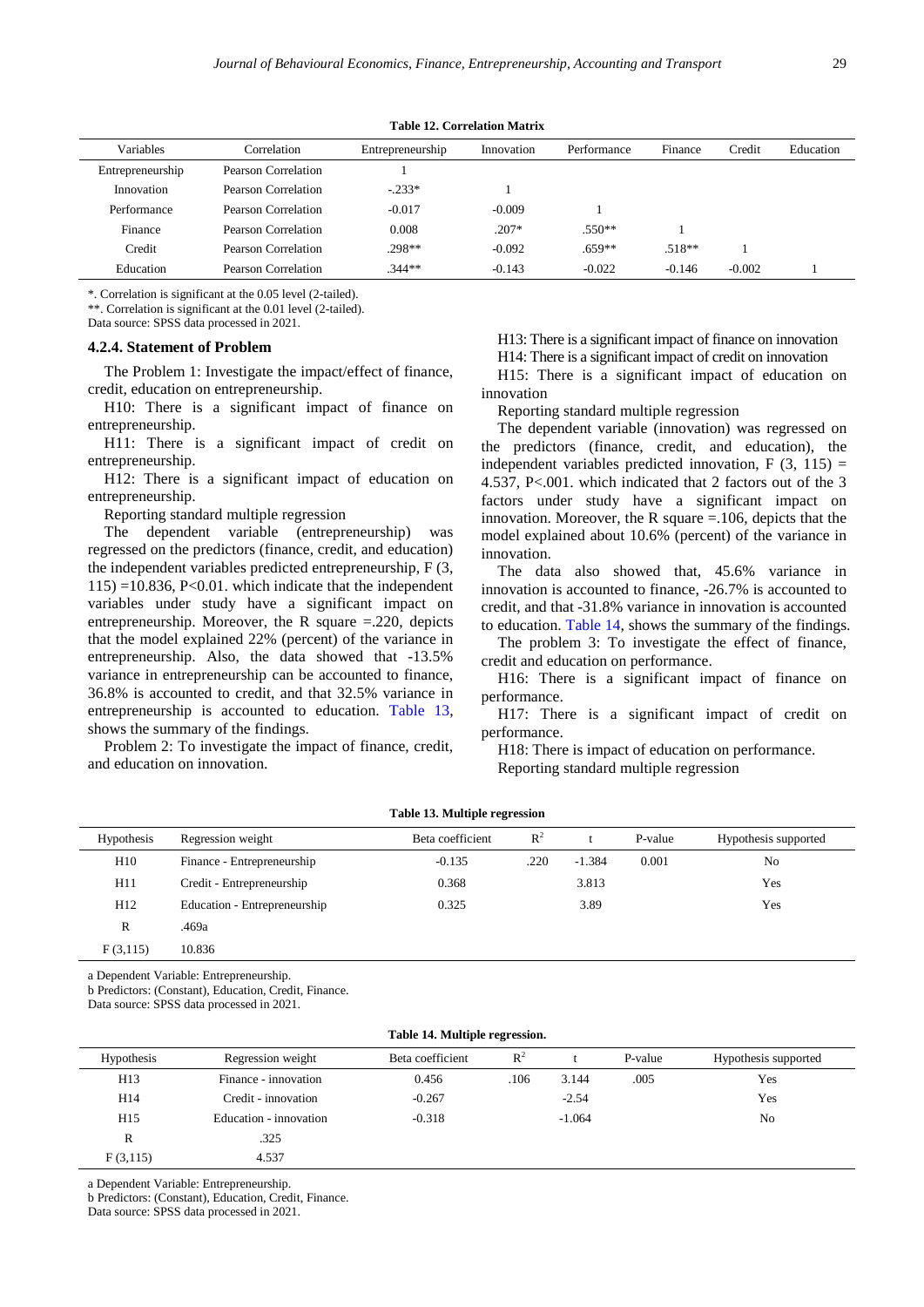**Table 12. Correlation Matrix**

| Variables | Correlation | Entrepreneurship | Innovation | Performance | Finance | Credit | Education |
|---|---|---|---|---|---|---|---|
| Entrepreneurship | Pearson Correlation | 1 | | | | | |
| Innovation | Pearson Correlation | -.233* | 1 | | | | |
| Performance | Pearson Correlation | -0.017 | -0.009 | 1 | | | |
| Finance | Pearson Correlation | 0.008 | .207* | .550** | 1 | | |
| Credit | Pearson Correlation | .298** | -0.092 | .659** | .518** | 1 | |
| Education | Pearson Correlation | .344** | -0.143 | -0.022 | -0.146 | -0.002 | 1 |

*. Correlation is significant at the 0.05 level (2-tailed).
**. Correlation is significant at the 0.01 level (2-tailed).
Data source: SPSS data processed in 2021.

#### 4.2.4. Statement of Problem

The Problem 1: Investigate the impact/effect of finance, credit, education on entrepreneurship.

H10: There is a significant impact of finance on entrepreneurship.

H11: There is a significant impact of credit on entrepreneurship.

H12: There is a significant impact of education on entrepreneurship.

Reporting standard multiple regression

The dependent variable (entrepreneurship) was regressed on the predictors (finance, credit, and education) the independent variables predicted entrepreneurship, $F(3, 115) = 10.836$, $P<0.01$. which indicate that the independent variables under study have a significant impact on entrepreneurship. Moreover, the R square =.220, depicts that the model explained 22% (percent) of the variance in entrepreneurship. Also, the data showed that -13.5% variance in entrepreneurship can be accounted to finance, 36.8% is accounted to credit, and that 32.5% variance in entrepreneurship is accounted to education. Table 13, shows the summary of the findings.

Problem 2: To investigate the impact of finance, credit, and education on innovation.

H13: There is a significant impact of finance on innovation

H14: There is a significant impact of credit on innovation

H15: There is a significant impact of education on innovation

Reporting standard multiple regression

The dependent variable (innovation) was regressed on the predictors (finance, credit, and education), the independent variables predicted innovation, $F(3, 115) = 4.537$, $P<.001$. which indicated that 2 factors out of the 3 factors under study have a significant impact on innovation. Moreover, the R square =.106, depicts that the model explained about 10.6% (percent) of the variance in innovation.

The data also showed that, 45.6% variance in innovation is accounted to finance, -26.7% is accounted to credit, and that -31.8% variance in innovation is accounted to education. Table 14, shows the summary of the findings.

The problem 3: To investigate the effect of finance, credit and education on performance.

H16: There is a significant impact of finance on performance.

H17: There is a significant impact of credit on performance.

H18: There is impact of education on performance.

Reporting standard multiple regression

**Table 13. Multiple regression**

| Hypothesis | Regression weight | Beta coefficient | $R^2$ | t | P-value | Hypothesis supported |
|---|---|---|---|---|---|---|
| H10 | Finance - Entrepreneurship | -0.135 | .220 | -1.384 | 0.001 | No |
| H11 | Credit - Entrepreneurship | 0.368 | | 3.813 | | Yes |
| H12 | Education - Entrepreneurship | 0.325 | | 3.89 | | Yes |
| R | .469a | | | | | |
| F (3,115) | 10.836 | | | | | |

a Dependent Variable: Entrepreneurship.
b Predictors: (Constant), Education, Credit, Finance.
Data source: SPSS data processed in 2021.

**Table 14. Multiple regression.**

| Hypothesis | Regression weight | Beta coefficient | $R^2$ | t | P-value | Hypothesis supported |
|---|---|---|---|---|---|---|
| H13 | Finance - innovation | 0.456 | .106 | 3.144 | .005 | Yes |
| H14 | Credit - innovation | -0.267 | | -2.54 | | Yes |
| H15 | Education - innovation | -0.318 | | -1.064 | | No |
| R | .325 | | | | | |
| F (3,115) | 4.537 | | | | | |

a Dependent Variable: Entrepreneurship.
b Predictors: (Constant), Education, Credit, Finance.
Data source: SPSS data processed in 2021.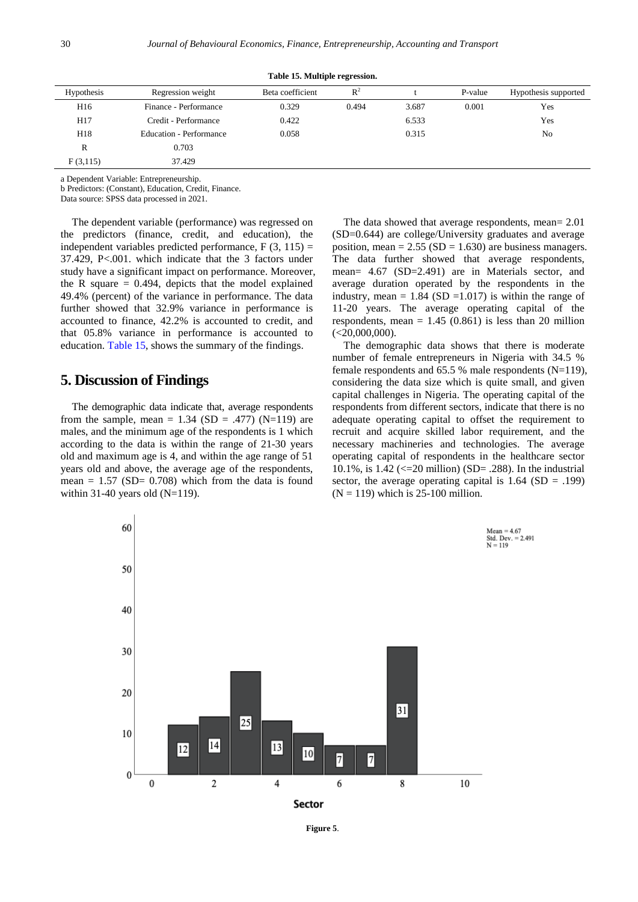**Table 15. Multiple regression.**

| Hypothesis | Regression weight | Beta coefficient | $R^2$ | t | P-value | Hypothesis supported |
|---|---|---|---|---|---|---|
| H16 | Finance - Performance | 0.329 | 0.494 | 3.687 | 0.001 | Yes |
| H17 | Credit - Performance | 0.422 | | 6.533 | | Yes |
| H18 | Education - Performance | 0.058 | | 0.315 | | No |
| R | 0.703 | | | | | |
| F (3,115) | 37.429 | | | | | |

a Dependent Variable: Entrepreneurship.
b Predictors: (Constant), Education, Credit, Finance.
Data source: SPSS data processed in 2021.

The dependent variable (performance) was regressed on the predictors (finance, credit, and education), the independent variables predicted performance, $F(3, 115) = 37.429$, $P<.001$. which indicate that the 3 factors under study have a significant impact on performance. Moreover, the R square = 0.494, depicts that the model explained 49.4% (percent) of the variance in performance. The data further showed that 32.9% variance in performance is accounted to finance, 42.2% is accounted to credit, and that 05.8% variance in performance is accounted to education. Table 15, shows the summary of the findings.

## 5. Discussion of Findings

The demographic data indicate that, average respondents from the sample, mean = 1.34 (SD = .477) (N=119) are males, and the minimum age of the respondents is 1 which according to the data is within the range of 21-30 years old and maximum age is 4, and within the age range of 51 years old and above, the average age of the respondents, mean = 1.57 (SD= 0.708) which from the data is found within 31-40 years old (N=119).

The data showed that average respondents, mean= 2.01 (SD=0.644) are college/University graduates and average position, mean = 2.55 (SD = 1.630) are business managers. The data further showed that average respondents, mean= 4.67 (SD=2.491) are in Materials sector, and average duration operated by the respondents in the industry, mean = 1.84 (SD =1.017) is within the range of 11-20 years. The average operating capital of the respondents, mean = 1.45 (0.861) is less than 20 million (<20,000,000).

The demographic data shows that there is moderate number of female entrepreneurs in Nigeria with 34.5 % female respondents and 65.5 % male respondents (N=119), considering the data size which is quite small, and given capital challenges in Nigeria. The operating capital of the respondents from different sectors, indicate that there is no adequate operating capital to offset the requirement to recruit and acquire skilled labor requirement, and the necessary machineries and technologies. The average operating capital of respondents in the healthcare sector 10.1%, is 1.42 (<=20 million) (SD= .288). In the industrial sector, the average operating capital is 1.64 (SD = .199) (N = 119) which is 25-100 million.

**Figure 5**.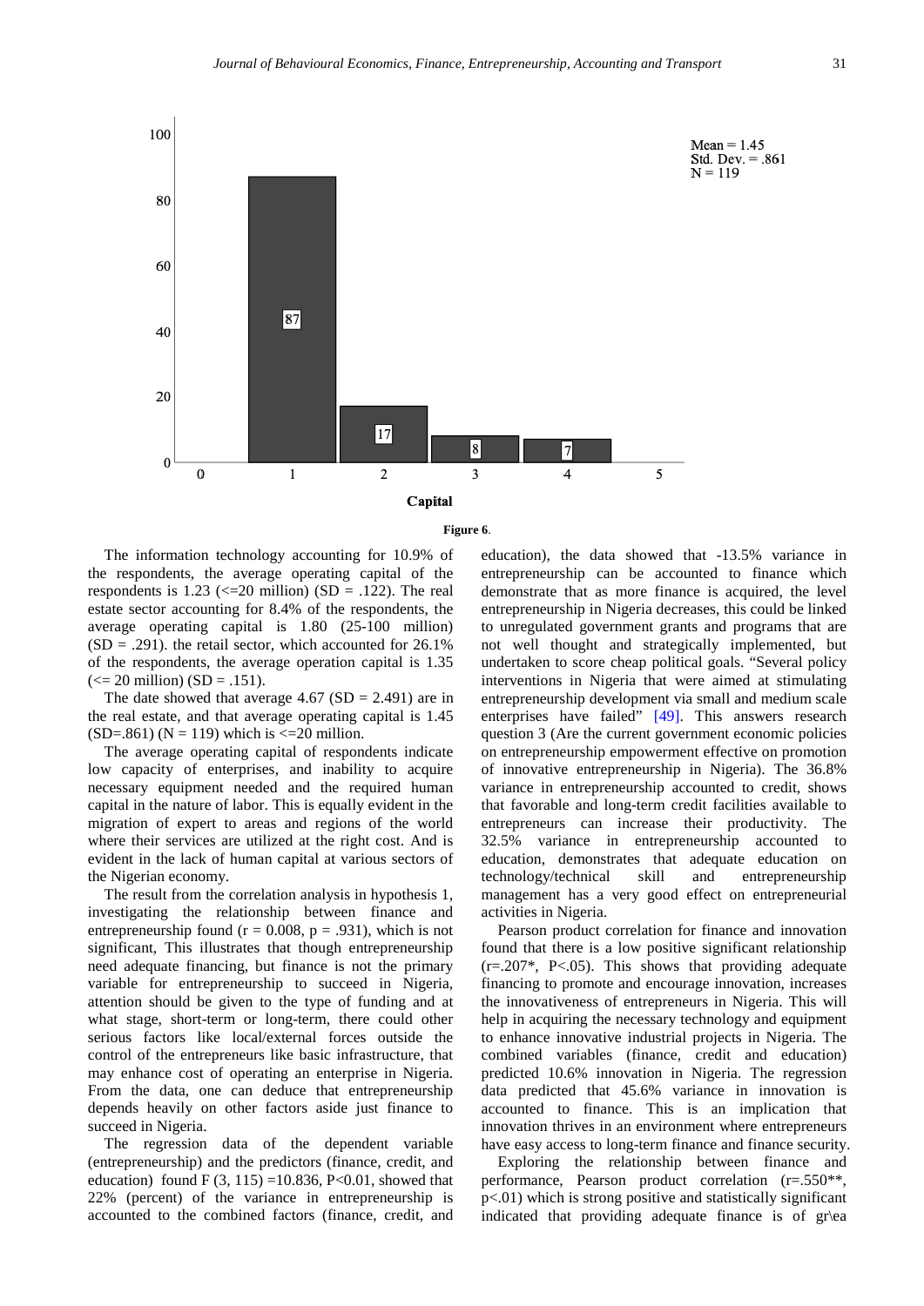**Figure 6**.

The information technology accounting for 10.9% of the respondents, the average operating capital of the respondents is 1.23 (<=20 million) (SD = .122). The real estate sector accounting for 8.4% of the respondents, the average operating capital is 1.80 (25-100 million) (SD = .291). the retail sector, which accounted for 26.1% of the respondents, the average operation capital is 1.35 (<= 20 million) (SD = .151).

The date showed that average 4.67 (SD = 2.491) are in the real estate, and that average operating capital is 1.45 (SD=.861) (N = 119) which is <=20 million.

The average operating capital of respondents indicate low capacity of enterprises, and inability to acquire necessary equipment needed and the required human capital in the nature of labor. This is equally evident in the migration of expert to areas and regions of the world where their services are utilized at the right cost. And is evident in the lack of human capital at various sectors of the Nigerian economy.

The result from the correlation analysis in hypothesis 1, investigating the relationship between finance and entrepreneurship found (r = 0.008, p = .931), which is not significant, This illustrates that though entrepreneurship need adequate financing, but finance is not the primary variable for entrepreneurship to succeed in Nigeria, attention should be given to the type of funding and at what stage, short-term or long-term, there could other serious factors like local/external forces outside the control of the entrepreneurs like basic infrastructure, that may enhance cost of operating an enterprise in Nigeria. From the data, one can deduce that entrepreneurship depends heavily on other factors aside just finance to succeed in Nigeria.

The regression data of the dependent variable (entrepreneurship) and the predictors (finance, credit, and education) found F (3, 115) =10.836, P<0.01, showed that 22% (percent) of the variance in entrepreneurship is accounted to the combined factors (finance, credit, and education), the data showed that -13.5% variance in entrepreneurship can be accounted to finance which demonstrate that as more finance is acquired, the level entrepreneurship in Nigeria decreases, this could be linked to unregulated government grants and programs that are not well thought and strategically implemented, but undertaken to score cheap political goals. "Several policy interventions in Nigeria that were aimed at stimulating entrepreneurship development via small and medium scale enterprises have failed" [49]. This answers research question 3 (Are the current government economic policies on entrepreneurship empowerment effective on promotion of innovative entrepreneurship in Nigeria). The 36.8% variance in entrepreneurship accounted to credit, shows that favorable and long-term credit facilities available to entrepreneurs can increase their productivity. The 32.5% variance in entrepreneurship accounted to education, demonstrates that adequate education on technology/technical skill and entrepreneurship management has a very good effect on entrepreneurial activities in Nigeria.

Pearson product correlation for finance and innovation found that there is a low positive significant relationship (r=.207*, P<.05). This shows that providing adequate financing to promote and encourage innovation, increases the innovativeness of entrepreneurs in Nigeria. This will help in acquiring the necessary technology and equipment to enhance innovative industrial projects in Nigeria. The combined variables (finance, credit and education) predicted 10.6% innovation in Nigeria. The regression data predicted that 45.6% variance in innovation is accounted to finance. This is an implication that innovation thrives in an environment where entrepreneurs have easy access to long-term finance and finance security.

Exploring the relationship between finance and performance, Pearson product correlation (r=.550**, p<.01) which is strong positive and statistically significant indicated that providing adequate finance is of gr\ea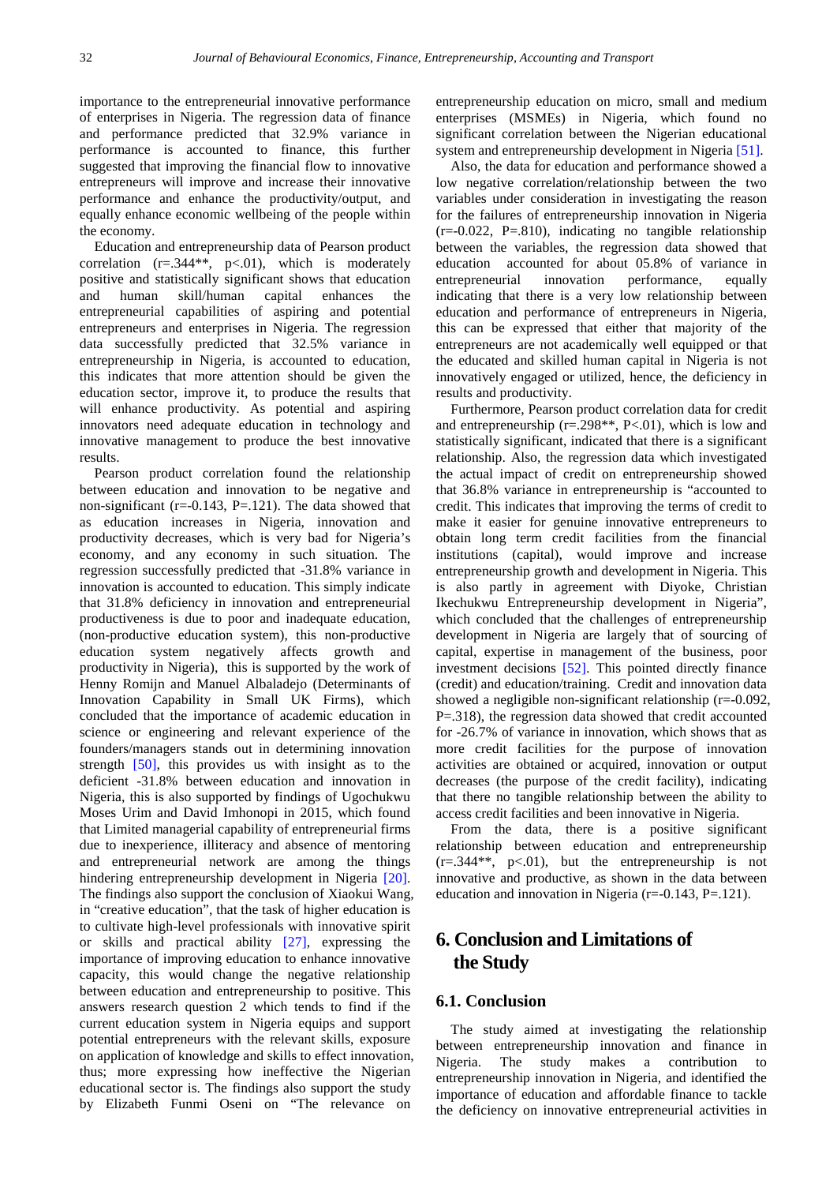importance to the entrepreneurial innovative performance of enterprises in Nigeria. The regression data of finance and performance predicted that 32.9% variance in performance is accounted to finance, this further suggested that improving the financial flow to innovative entrepreneurs will improve and increase their innovative performance and enhance the productivity/output, and equally enhance economic wellbeing of the people within the economy.

Education and entrepreneurship data of Pearson product correlation ($r=.344^{**}$, $p<.01$), which is moderately positive and statistically significant shows that education and human skill/human capital enhances the entrepreneurial capabilities of aspiring and potential entrepreneurs and enterprises in Nigeria. The regression data successfully predicted that 32.5% variance in entrepreneurship in Nigeria, is accounted to education, this indicates that more attention should be given the education sector, improve it, to produce the results that will enhance productivity. As potential and aspiring innovators need adequate education in technology and innovative management to produce the best innovative results.

Pearson product correlation found the relationship between education and innovation to be negative and non-significant ($r=-0.143$, $P=.121$). The data showed that as education increases in Nigeria, innovation and productivity decreases, which is very bad for Nigeria's economy, and any economy in such situation. The regression successfully predicted that -31.8% variance in innovation is accounted to education. This simply indicate that 31.8% deficiency in innovation and entrepreneurial productiveness is due to poor and inadequate education, (non-productive education system), this non-productive education system negatively affects growth and productivity in Nigeria), this is supported by the work of Henny Romijn and Manuel Albaladejo (Determinants of Innovation Capability in Small UK Firms), which concluded that the importance of academic education in science or engineering and relevant experience of the founders/managers stands out in determining innovation strength [50], this provides us with insight as to the deficient -31.8% between education and innovation in Nigeria, this is also supported by findings of Ugochukwu Moses Urim and David Imhonopi in 2015, which found that Limited managerial capability of entrepreneurial firms due to inexperience, illiteracy and absence of mentoring and entrepreneurial network are among the things hindering entrepreneurship development in Nigeria [20]. The findings also support the conclusion of Xiaokui Wang, in "creative education", that the task of higher education is to cultivate high-level professionals with innovative spirit or skills and practical ability [27], expressing the importance of improving education to enhance innovative capacity, this would change the negative relationship between education and entrepreneurship to positive. This answers research question 2 which tends to find if the current education system in Nigeria equips and support potential entrepreneurs with the relevant skills, exposure on application of knowledge and skills to effect innovation, thus; more expressing how ineffective the Nigerian educational sector is. The findings also support the study by Elizabeth Funmi Oseni on "The relevance on entrepreneurship education on micro, small and medium enterprises (MSMEs) in Nigeria, which found no significant correlation between the Nigerian educational system and entrepreneurship development in Nigeria [51].

Also, the data for education and performance showed a low negative correlation/relationship between the two variables under consideration in investigating the reason for the failures of entrepreneurship innovation in Nigeria ($r=-0.022$, $P=.810$), indicating no tangible relationship between the variables, the regression data showed that education accounted for about 05.8% of variance in entrepreneurial innovation performance, equally indicating that there is a very low relationship between education and performance of entrepreneurs in Nigeria, this can be expressed that either that majority of the entrepreneurs are not academically well equipped or that the educated and skilled human capital in Nigeria is not innovatively engaged or utilized, hence, the deficiency in results and productivity.

Furthermore, Pearson product correlation data for credit and entrepreneurship ($r=.298^{**}$, $P<.01$), which is low and statistically significant, indicated that there is a significant relationship. Also, the regression data which investigated the actual impact of credit on entrepreneurship showed that 36.8% variance in entrepreneurship is "accounted to credit. This indicates that improving the terms of credit to make it easier for genuine innovative entrepreneurs to obtain long term credit facilities from the financial institutions (capital), would improve and increase entrepreneurship growth and development in Nigeria. This is also partly in agreement with Diyoke, Christian Ikechukwu Entrepreneurship development in Nigeria", which concluded that the challenges of entrepreneurship development in Nigeria are largely that of sourcing of capital, expertise in management of the business, poor investment decisions [52]. This pointed directly finance (credit) and education/training. Credit and innovation data showed a negligible non-significant relationship ($r=-0.092$, $P=.318$), the regression data showed that credit accounted for -26.7% of variance in innovation, which shows that as more credit facilities for the purpose of innovation activities are obtained or acquired, innovation or output decreases (the purpose of the credit facility), indicating that there no tangible relationship between the ability to access credit facilities and been innovative in Nigeria.

From the data, there is a positive significant relationship between education and entrepreneurship ($r=.344^{**}$, $p<.01$), but the entrepreneurship is not innovative and productive, as shown in the data between education and innovation in Nigeria ($r=-0.143$, $P=.121$).

# 6. Conclusion and Limitations of the Study

## 6.1. Conclusion

The study aimed at investigating the relationship between entrepreneurship innovation and finance in Nigeria. The study makes a contribution to entrepreneurship innovation in Nigeria, and identified the importance of education and affordable finance to tackle the deficiency on innovative entrepreneurial activities in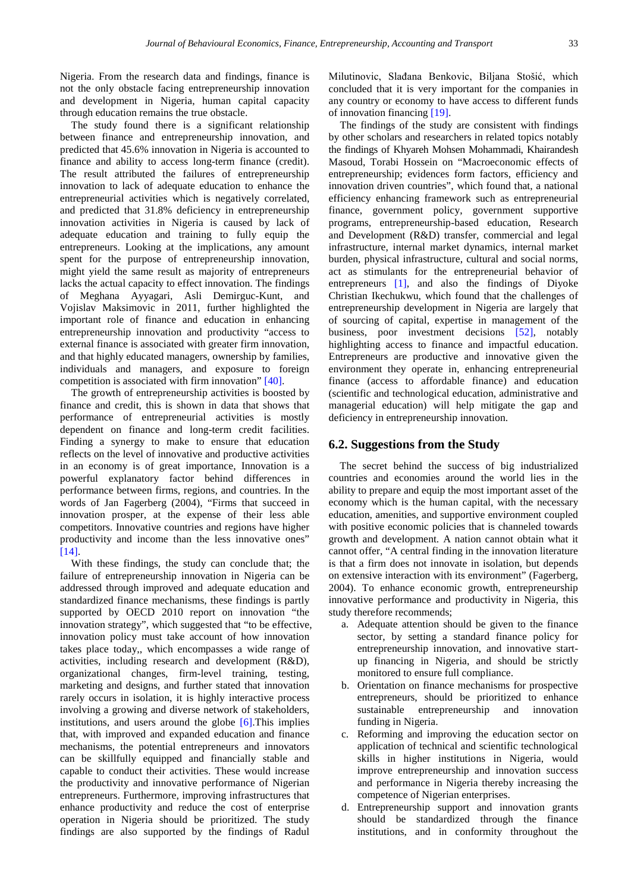Nigeria. From the research data and findings, finance is not the only obstacle facing entrepreneurship innovation and development in Nigeria, human capital capacity through education remains the true obstacle.

The study found there is a significant relationship between finance and entrepreneurship innovation, and predicted that 45.6% innovation in Nigeria is accounted to finance and ability to access long-term finance (credit). The result attributed the failures of entrepreneurship innovation to lack of adequate education to enhance the entrepreneurial activities which is negatively correlated, and predicted that 31.8% deficiency in entrepreneurship innovation activities in Nigeria is caused by lack of adequate education and training to fully equip the entrepreneurs. Looking at the implications, any amount spent for the purpose of entrepreneurship innovation, might yield the same result as majority of entrepreneurs lacks the actual capacity to effect innovation. The findings of Meghana Ayyagari, Asli Demirguc-Kunt, and Vojislav Maksimovic in 2011, further highlighted the important role of finance and education in enhancing entrepreneurship innovation and productivity "access to external finance is associated with greater firm innovation, and that highly educated managers, ownership by families, individuals and managers, and exposure to foreign competition is associated with firm innovation" [40].

The growth of entrepreneurship activities is boosted by finance and credit, this is shown in data that shows that performance of entrepreneurial activities is mostly dependent on finance and long-term credit facilities. Finding a synergy to make to ensure that education reflects on the level of innovative and productive activities in an economy is of great importance, Innovation is a powerful explanatory factor behind differences in performance between firms, regions, and countries. In the words of Jan Fagerberg (2004), "Firms that succeed in innovation prosper, at the expense of their less able competitors. Innovative countries and regions have higher productivity and income than the less innovative ones" [14].

With these findings, the study can conclude that; the failure of entrepreneurship innovation in Nigeria can be addressed through improved and adequate education and standardized finance mechanisms, these findings is partly supported by OECD 2010 report on innovation "the innovation strategy", which suggested that "to be effective, innovation policy must take account of how innovation takes place today,, which encompasses a wide range of activities, including research and development (R&D), organizational changes, firm-level training, testing, marketing and designs, and further stated that innovation rarely occurs in isolation, it is highly interactive process involving a growing and diverse network of stakeholders, institutions, and users around the globe [6].This implies that, with improved and expanded education and finance mechanisms, the potential entrepreneurs and innovators can be skillfully equipped and financially stable and capable to conduct their activities. These would increase the productivity and innovative performance of Nigerian entrepreneurs. Furthermore, improving infrastructures that enhance productivity and reduce the cost of enterprise operation in Nigeria should be prioritized. The study findings are also supported by the findings of Radul Milutinovic, Slađana Benkovic, Biljana Stošić, which concluded that it is very important for the companies in any country or economy to have access to different funds of innovation financing [19].

The findings of the study are consistent with findings by other scholars and researchers in related topics notably the findings of Khyareh Mohsen Mohammadi, Khairandesh Masoud, Torabi Hossein on "Macroeconomic effects of entrepreneurship; evidences form factors, efficiency and innovation driven countries", which found that, a national efficiency enhancing framework such as entrepreneurial finance, government policy, government supportive programs, entrepreneurship-based education, Research and Development (R&D) transfer, commercial and legal infrastructure, internal market dynamics, internal market burden, physical infrastructure, cultural and social norms, act as stimulants for the entrepreneurial behavior of entrepreneurs [1], and also the findings of Diyoke Christian Ikechukwu, which found that the challenges of entrepreneurship development in Nigeria are largely that of sourcing of capital, expertise in management of the business, poor investment decisions [52], notably highlighting access to finance and impactful education. Entrepreneurs are productive and innovative given the environment they operate in, enhancing entrepreneurial finance (access to affordable finance) and education (scientific and technological education, administrative and managerial education) will help mitigate the gap and deficiency in entrepreneurship innovation.

## 6.2. Suggestions from the Study

The secret behind the success of big industrialized countries and economies around the world lies in the ability to prepare and equip the most important asset of the economy which is the human capital, with the necessary education, amenities, and supportive environment coupled with positive economic policies that is channeled towards growth and development. A nation cannot obtain what it cannot offer, "A central finding in the innovation literature is that a firm does not innovate in isolation, but depends on extensive interaction with its environment" (Fagerberg, 2004). To enhance economic growth, entrepreneurship innovative performance and productivity in Nigeria, this study therefore recommends;

a. Adequate attention should be given to the finance sector, by setting a standard finance policy for entrepreneurship innovation, and innovative start-up financing in Nigeria, and should be strictly monitored to ensure full compliance.
b. Orientation on finance mechanisms for prospective entrepreneurs, should be prioritized to enhance sustainable entrepreneurship and innovation funding in Nigeria.
c. Reforming and improving the education sector on application of technical and scientific technological skills in higher institutions in Nigeria, would improve entrepreneurship and innovation success and performance in Nigeria thereby increasing the competence of Nigerian enterprises.
d. Entrepreneurship support and innovation grants should be standardized through the finance institutions, and in conformity throughout the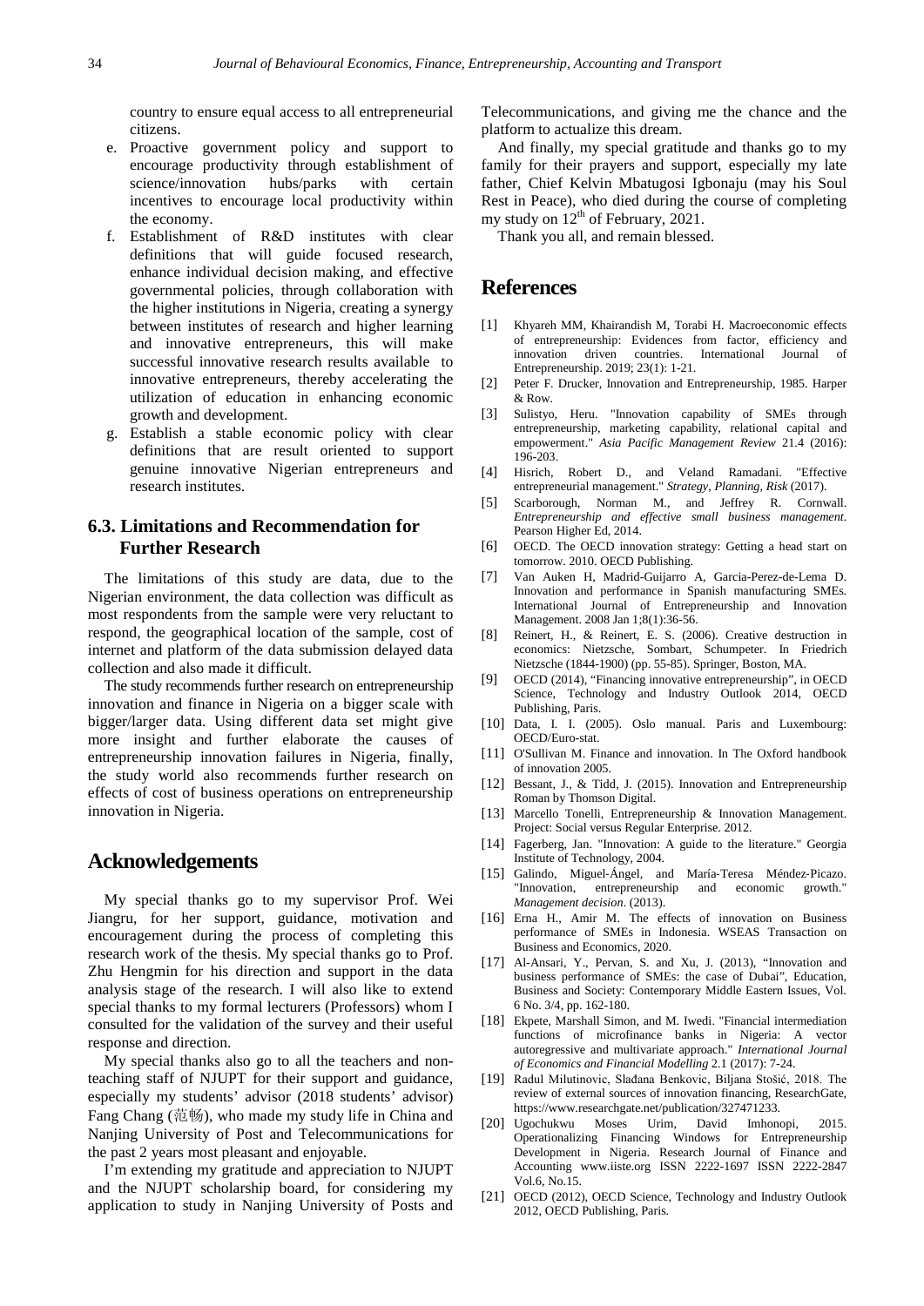country to ensure equal access to all entrepreneurial citizens.

e. Proactive government policy and support to encourage productivity through establishment of science/innovation hubs/parks with certain incentives to encourage local productivity within the economy.
f. Establishment of R&D institutes with clear definitions that will guide focused research, enhance individual decision making, and effective governmental policies, through collaboration with the higher institutions in Nigeria, creating a synergy between institutes of research and higher learning and innovative entrepreneurs, this will make successful innovative research results available to innovative entrepreneurs, thereby accelerating the utilization of education in enhancing economic growth and development.
g. Establish a stable economic policy with clear definitions that are result oriented to support genuine innovative Nigerian entrepreneurs and research institutes.

### 6.3. Limitations and Recommendation for Further Research

The limitations of this study are data, due to the Nigerian environment, the data collection was difficult as most respondents from the sample were very reluctant to respond, the geographical location of the sample, cost of internet and platform of the data submission delayed data collection and also made it difficult.

The study recommends further research on entrepreneurship innovation and finance in Nigeria on a bigger scale with bigger/larger data. Using different data set might give more insight and further elaborate the causes of entrepreneurship innovation failures in Nigeria, finally, the study world also recommends further research on effects of cost of business operations on entrepreneurship innovation in Nigeria.

## Acknowledgements

My special thanks go to my supervisor Prof. Wei Jiangru, for her support, guidance, motivation and encouragement during the process of completing this research work of the thesis. My special thanks go to Prof. Zhu Hengmin for his direction and support in the data analysis stage of the research. I will also like to extend special thanks to my formal lecturers (Professors) whom I consulted for the validation of the survey and their useful response and direction.

My special thanks also go to all the teachers and non-teaching staff of NJUPT for their support and guidance, especially my students' advisor (2018 students' advisor) Fang Chang (范畅), who made my study life in China and Nanjing University of Post and Telecommunications for the past 2 years most pleasant and enjoyable.

I'm extending my gratitude and appreciation to NJUPT and the NJUPT scholarship board, for considering my application to study in Nanjing University of Posts and Telecommunications, and giving me the chance and the platform to actualize this dream.

And finally, my special gratitude and thanks go to my family for their prayers and support, especially my late father, Chief Kelvin Mbatugosi Igbonaju (may his Soul Rest in Peace), who died during the course of completing my study on 12th of February, 2021.

Thank you all, and remain blessed.

## References

[1] Khyareh MM, Khairandish M, Torabi H. Macroeconomic effects of entrepreneurship: Evidences from factor, efficiency and innovation driven countries. International Journal of Entrepreneurship. 2019; 23(1): 1-21.

[2] Peter F. Drucker, Innovation and Entrepreneurship, 1985. Harper & Row.

[3] Sulistyo, Heru. "Innovation capability of SMEs through entrepreneurship, marketing capability, relational capital and empowerment." *Asia Pacific Management Review* 21.4 (2016): 196-203.

[4] Hisrich, Robert D., and Veland Ramadani. "Effective entrepreneurial management." *Strategy, Planning, Risk* (2017).

[5] Scarborough, Norman M., and Jeffrey R. Cornwall. *Entrepreneurship and effective small business management*. Pearson Higher Ed, 2014.

[6] OECD. The OECD innovation strategy: Getting a head start on tomorrow. 2010. OECD Publishing.

[7] Van Auken H, Madrid-Guijarro A, Garcia-Perez-de-Lema D. Innovation and performance in Spanish manufacturing SMEs. International Journal of Entrepreneurship and Innovation Management. 2008 Jan 1;8(1):36-56.

[8] Reinert, H., & Reinert, E. S. (2006). Creative destruction in economics: Nietzsche, Sombart, Schumpeter. In Friedrich Nietzsche (1844-1900) (pp. 55-85). Springer, Boston, MA.

[9] OECD (2014), "Financing innovative entrepreneurship", in OECD Science, Technology and Industry Outlook 2014, OECD Publishing, Paris.

[10] Data, I. I. (2005). Oslo manual. Paris and Luxembourg: OECD/Euro-stat.

[11] O'Sullivan M. Finance and innovation. In The Oxford handbook of innovation 2005.

[12] Bessant, J., & Tidd, J. (2015). Innovation and Entrepreneurship Roman by Thomson Digital.

[13] Marcello Tonelli, Entrepreneurship & Innovation Management. Project: Social versus Regular Enterprise. 2012.

[14] Fagerberg, Jan. "Innovation: A guide to the literature." Georgia Institute of Technology, 2004.

[15] Galindo, Miguel-Ángel, and María-Teresa Méndez-Picazo. "Innovation, entrepreneurship and economic growth." *Management decision*. (2013).

[16] Erna H., Amir M. The effects of innovation on Business performance of SMEs in Indonesia. WSEAS Transaction on Business and Economics, 2020.

[17] Al-Ansari, Y., Pervan, S. and Xu, J. (2013), "Innovation and business performance of SMEs: the case of Dubai", Education, Business and Society: Contemporary Middle Eastern Issues, Vol. 6 No. 3/4, pp. 162-180.

[18] Ekpete, Marshall Simon, and M. Iwedi. "Financial intermediation functions of microfinance banks in Nigeria: A vector autoregressive and multivariate approach." *International Journal of Economics and Financial Modelling* 2.1 (2017): 7-24.

[19] Radul Milutinovic, Slađana Benkovic, Biljana Stošić, 2018. The review of external sources of innovation financing, ResearchGate, https://www.researchgate.net/publication/327471233.

[20] Ugochukwu Moses Urim, David Imhonopi, 2015. Operationalizing Financing Windows for Entrepreneurship Development in Nigeria. Research Journal of Finance and Accounting www.iiste.org ISSN 2222-1697 ISSN 2222-2847 Vol.6, No.15.

[21] OECD (2012), OECD Science, Technology and Industry Outlook 2012, OECD Publishing, Paris.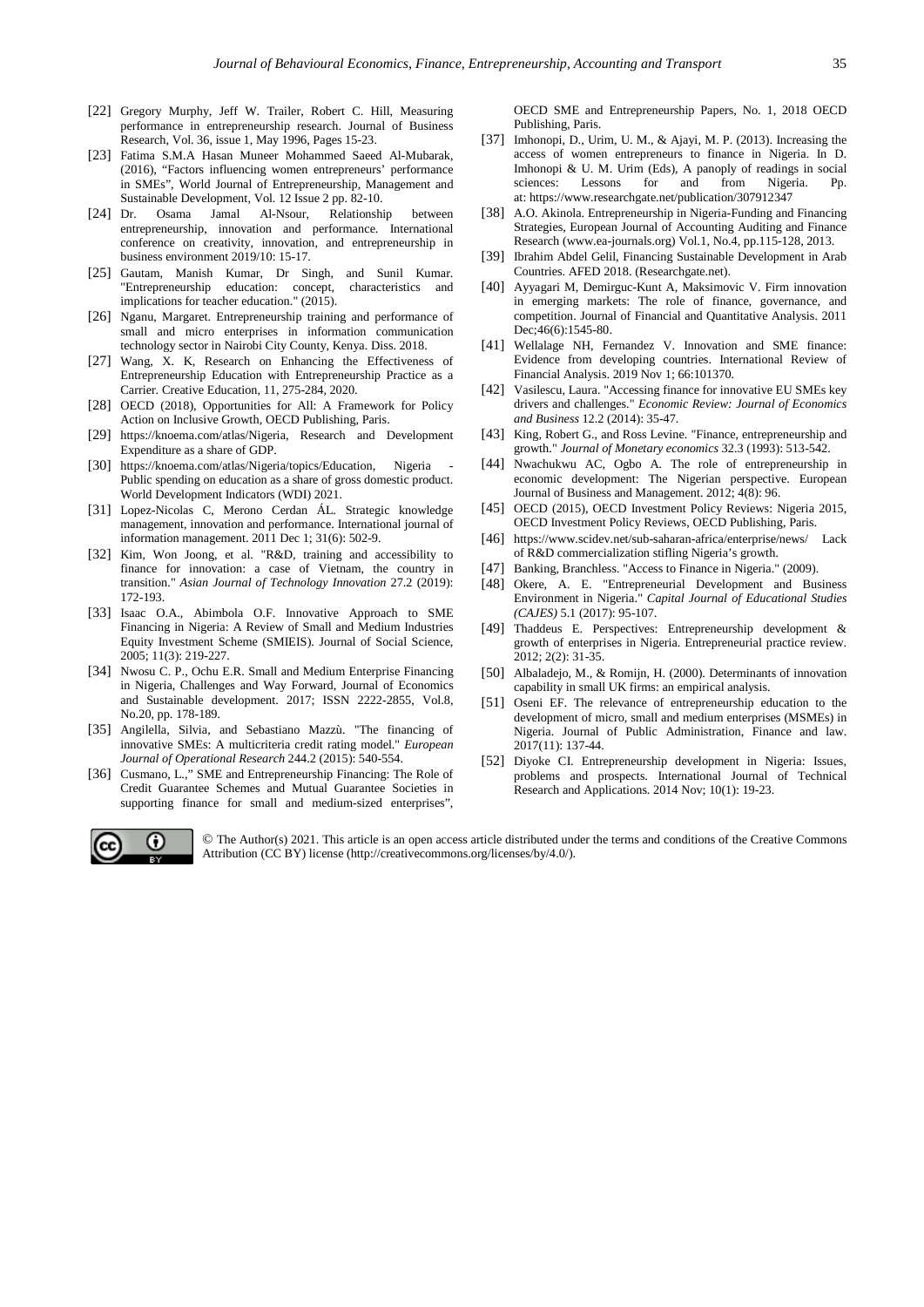[22] Gregory Murphy, Jeff W. Trailer, Robert C. Hill, Measuring performance in entrepreneurship research. Journal of Business Research, Vol. 36, issue 1, May 1996, Pages 15-23.

[23] Fatima S.M.A Hasan Muneer Mohammed Saeed Al-Mubarak, (2016), "Factors influencing women entrepreneurs' performance in SMEs", World Journal of Entrepreneurship, Management and Sustainable Development, Vol. 12 Issue 2 pp. 82-10.

[24] Dr. Osama Jamal Al-Nsour, Relationship between entrepreneurship, innovation and performance. International conference on creativity, innovation, and entrepreneurship in business environment 2019/10: 15-17.

[25] Gautam, Manish Kumar, Dr Singh, and Sunil Kumar. "Entrepreneurship education: concept, characteristics and implications for teacher education." (2015).

[26] Nganu, Margaret. Entrepreneurship training and performance of small and micro enterprises in information communication technology sector in Nairobi City County, Kenya. Diss. 2018.

[27] Wang, X. K, Research on Enhancing the Effectiveness of Entrepreneurship Education with Entrepreneurship Practice as a Carrier. Creative Education, 11, 275-284, 2020.

[28] OECD (2018), Opportunities for All: A Framework for Policy Action on Inclusive Growth, OECD Publishing, Paris.

[29] https://knoema.com/atlas/Nigeria, Research and Development Expenditure as a share of GDP.

[30] https://knoema.com/atlas/Nigeria/topics/Education, Nigeria - Public spending on education as a share of gross domestic product. World Development Indicators (WDI) 2021.

[31] Lopez-Nicolas C, Merono Cerdan ÁL. Strategic knowledge management, innovation and performance. International journal of information management. 2011 Dec 1; 31(6): 502-9.

[32] Kim, Won Joong, et al. "R&D, training and accessibility to finance for innovation: a case of Vietnam, the country in transition." *Asian Journal of Technology Innovation* 27.2 (2019): 172-193.

[33] Isaac O.A., Abimbola O.F. Innovative Approach to SME Financing in Nigeria: A Review of Small and Medium Industries Equity Investment Scheme (SMIEIS). Journal of Social Science, 2005; 11(3): 219-227.

[34] Nwosu C. P., Ochu E.R. Small and Medium Enterprise Financing in Nigeria, Challenges and Way Forward, Journal of Economics and Sustainable development. 2017; ISSN 2222-2855, Vol.8, No.20, pp. 178-189.

[35] Angilella, Silvia, and Sebastiano Mazzù. "The financing of innovative SMEs: A multicriteria credit rating model." *European Journal of Operational Research* 244.2 (2015): 540-554.

[36] Cusmano, L.," SME and Entrepreneurship Financing: The Role of Credit Guarantee Schemes and Mutual Guarantee Societies in supporting finance for small and medium-sized enterprises", OECD SME and Entrepreneurship Papers, No. 1, 2018 OECD Publishing, Paris.

[37] Imhonopi, D., Urim, U. M., & Ajayi, M. P. (2013). Increasing the access of women entrepreneurs to finance in Nigeria. In D. Imhonopi & U. M. Urim (Eds), A panoply of readings in social sciences: Lessons for and from Nigeria. Pp. at: https://www.researchgate.net/publication/307912347

[38] A.O. Akinola. Entrepreneurship in Nigeria-Funding and Financing Strategies, European Journal of Accounting Auditing and Finance Research (www.ea-journals.org) Vol.1, No.4, pp.115-128, 2013.

[39] Ibrahim Abdel Gelil, Financing Sustainable Development in Arab Countries. AFED 2018. (Researchgate.net).

[40] Ayyagari M, Demirguc-Kunt A, Maksimovic V. Firm innovation in emerging markets: The role of finance, governance, and competition. Journal of Financial and Quantitative Analysis. 2011 Dec;46(6):1545-80.

[41] Wellalage NH, Fernandez V. Innovation and SME finance: Evidence from developing countries. International Review of Financial Analysis. 2019 Nov 1; 66:101370.

[42] Vasilescu, Laura. "Accessing finance for innovative EU SMEs key drivers and challenges." *Economic Review: Journal of Economics and Business* 12.2 (2014): 35-47.

[43] King, Robert G., and Ross Levine. "Finance, entrepreneurship and growth." *Journal of Monetary economics* 32.3 (1993): 513-542.

[44] Nwachukwu AC, Ogbo A. The role of entrepreneurship in economic development: The Nigerian perspective. European Journal of Business and Management. 2012; 4(8): 96.

[45] OECD (2015), OECD Investment Policy Reviews: Nigeria 2015, OECD Investment Policy Reviews, OECD Publishing, Paris.

[46] https://www.scidev.net/sub-saharan-africa/enterprise/news/ Lack of R&D commercialization stifling Nigeria's growth.

[47] Banking, Branchless. "Access to Finance in Nigeria." (2009).

[48] Okere, A. E. "Entrepreneurial Development and Business Environment in Nigeria." *Capital Journal of Educational Studies (CAJES)* 5.1 (2017): 95-107.

[49] Thaddeus E. Perspectives: Entrepreneurship development & growth of enterprises in Nigeria. Entrepreneurial practice review. 2012; 2(2): 31-35.

[50] Albaladejo, M., & Romijn, H. (2000). Determinants of innovation capability in small UK firms: an empirical analysis.

[51] Oseni EF. The relevance of entrepreneurship education to the development of micro, small and medium enterprises (MSMEs) in Nigeria. Journal of Public Administration, Finance and law. 2017(11): 137-44.

[52] Diyoke CI. Entrepreneurship development in Nigeria: Issues, problems and prospects. International Journal of Technical Research and Applications. 2014 Nov; 10(1): 19-23.

© The Author(s) 2021. This article is an open access article distributed under the terms and conditions of the Creative Commons Attribution (CC BY) license (http://creativecommons.org/licenses/by/4.0/).